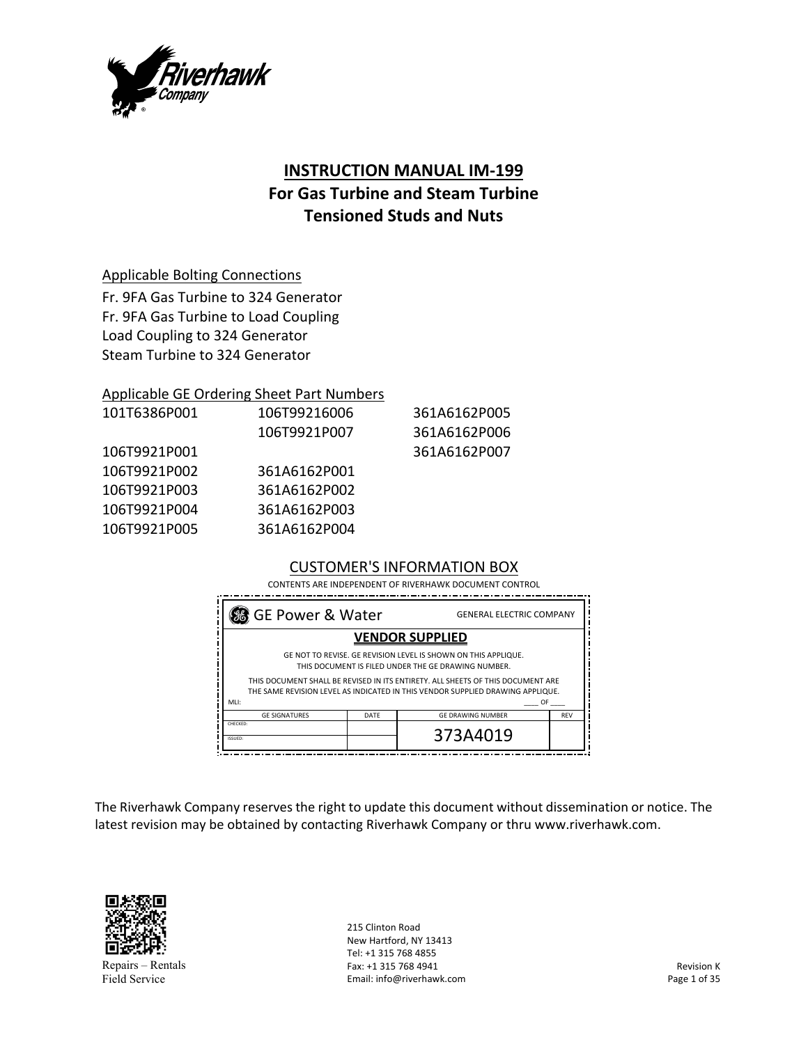# INSTRUCTION MANUAL IM-199
## For Gas Turbine and Steam Turbine Tensioned Studs and Nuts

Applicable Bolting Connections

Fr. 9FA Gas Turbine to 324 Generator
Fr. 9FA Gas Turbine to Load Coupling
Load Coupling to 324 Generator
Steam Turbine to 324 Generator

Applicable GE Ordering Sheet Part Numbers

| | | |
|---|---|---|
| 101T6386P001 | 106T99216006 | 361A6162P005 |
| | 106T9921P007 | 361A6162P006 |
| 106T9921P001 | | 361A6162P007 |
| 106T9921P002 | 361A6162P001 | |
| 106T9921P003 | 361A6162P002 | |
| 106T9921P004 | 361A6162P003 | |
| 106T9921P005 | 361A6162P004 | |

CUSTOMER'S INFORMATION BOX

CONTENTS ARE INDEPENDENT OF RIVERHAWK DOCUMENT CONTROL

GE Power & Water — GENERAL ELECTRIC COMPANY

**VENDOR SUPPLIED**

GE NOT TO REVISE. GE REVISION LEVEL IS SHOWN ON THIS APPLIQUE.
THIS DOCUMENT IS FILED UNDER THE GE DRAWING NUMBER.

THIS DOCUMENT SHALL BE REVISED IN ITS ENTIRETY. ALL SHEETS OF THIS DOCUMENT ARE THE SAME REVISION LEVEL AS INDICATED IN THIS VENDOR SUPPLIED DRAWING APPLIQUE.

MLI: ____ OF ____

| GE SIGNATURES | DATE | GE DRAWING NUMBER | REV |
|---|---|---|---|
| CHECKED: | | 373A4019 | |
| ISSUED: | | | |

The Riverhawk Company reserves the right to update this document without dissemination or notice. The latest revision may be obtained by contacting Riverhawk Company or thru www.riverhawk.com.

Repairs – Rentals
Field Service

215 Clinton Road
New Hartford, NY 13413
Tel: +1 315 768 4855
Fax: +1 315 768 4941
Email: info@riverhawk.com

Revision K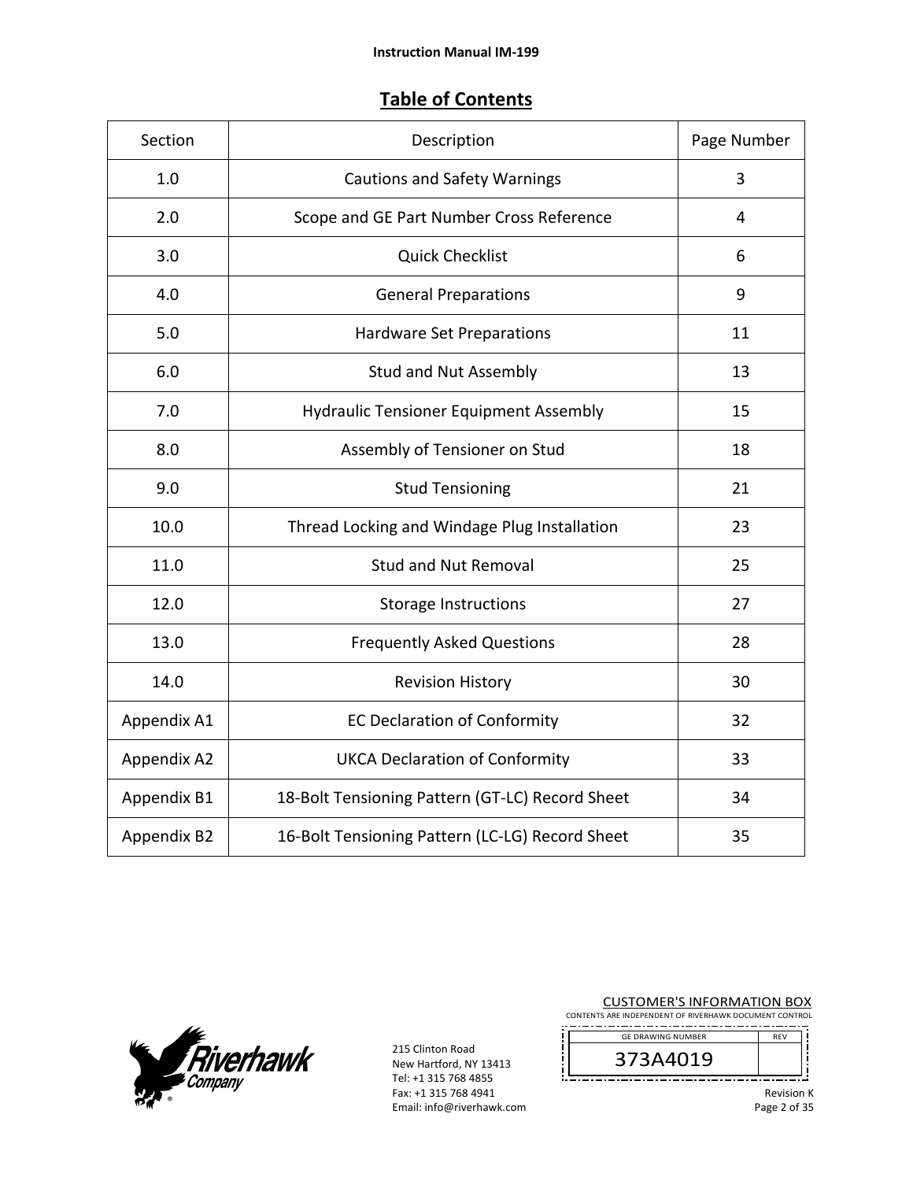# Table of Contents

| Section | Description | Page Number |
|---|---|---|
| 1.0 | Cautions and Safety Warnings | 3 |
| 2.0 | Scope and GE Part Number Cross Reference | 4 |
| 3.0 | Quick Checklist | 6 |
| 4.0 | General Preparations | 9 |
| 5.0 | Hardware Set Preparations | 11 |
| 6.0 | Stud and Nut Assembly | 13 |
| 7.0 | Hydraulic Tensioner Equipment Assembly | 15 |
| 8.0 | Assembly of Tensioner on Stud | 18 |
| 9.0 | Stud Tensioning | 21 |
| 10.0 | Thread Locking and Windage Plug Installation | 23 |
| 11.0 | Stud and Nut Removal | 25 |
| 12.0 | Storage Instructions | 27 |
| 13.0 | Frequently Asked Questions | 28 |
| 14.0 | Revision History | 30 |
| Appendix A1 | EC Declaration of Conformity | 32 |
| Appendix A2 | UKCA Declaration of Conformity | 33 |
| Appendix B1 | 18-Bolt Tensioning Pattern (GT-LC) Record Sheet | 34 |
| Appendix B2 | 16-Bolt Tensioning Pattern (LC-LG) Record Sheet | 35 |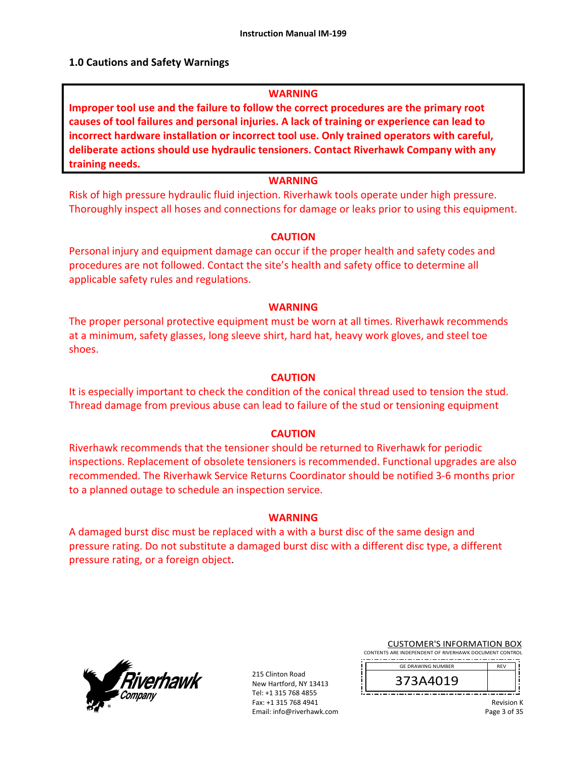## 1.0 Cautions and Safety Warnings

**WARNING**

**Improper tool use and the failure to follow the correct procedures are the primary root causes of tool failures and personal injuries. A lack of training or experience can lead to incorrect hardware installation or incorrect tool use. Only trained operators with careful, deliberate actions should use hydraulic tensioners. Contact Riverhawk Company with any training needs.**

**WARNING**

Risk of high pressure hydraulic fluid injection. Riverhawk tools operate under high pressure. Thoroughly inspect all hoses and connections for damage or leaks prior to using this equipment.

**CAUTION**

Personal injury and equipment damage can occur if the proper health and safety codes and procedures are not followed. Contact the site's health and safety office to determine all applicable safety rules and regulations.

**WARNING**

The proper personal protective equipment must be worn at all times. Riverhawk recommends at a minimum, safety glasses, long sleeve shirt, hard hat, heavy work gloves, and steel toe shoes.

**CAUTION**

It is especially important to check the condition of the conical thread used to tension the stud. Thread damage from previous abuse can lead to failure of the stud or tensioning equipment

**CAUTION**

Riverhawk recommends that the tensioner should be returned to Riverhawk for periodic inspections. Replacement of obsolete tensioners is recommended. Functional upgrades are also recommended. The Riverhawk Service Returns Coordinator should be notified 3-6 months prior to a planned outage to schedule an inspection service.

**WARNING**

A damaged burst disc must be replaced with a with a burst disc of the same design and pressure rating. Do not substitute a damaged burst disc with a different disc type, a different pressure rating, or a foreign object.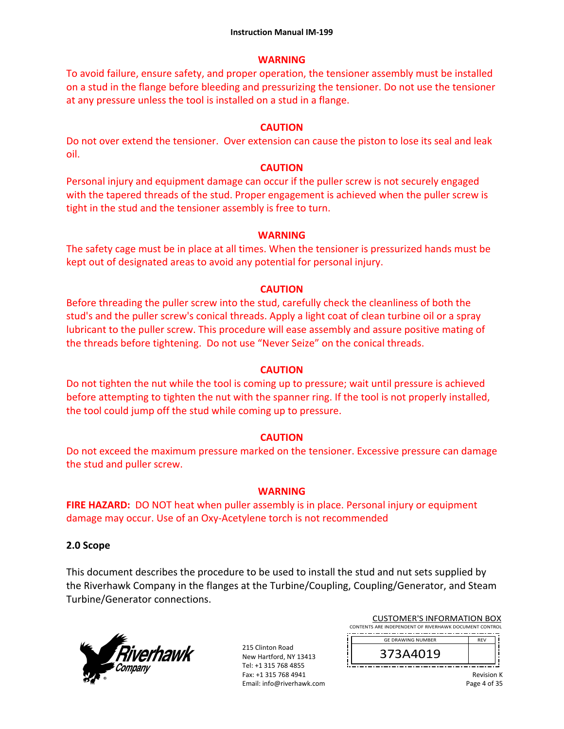**WARNING**

To avoid failure, ensure safety, and proper operation, the tensioner assembly must be installed on a stud in the flange before bleeding and pressurizing the tensioner. Do not use the tensioner at any pressure unless the tool is installed on a stud in a flange.

**CAUTION**

Do not over extend the tensioner. Over extension can cause the piston to lose its seal and leak oil.

**CAUTION**

Personal injury and equipment damage can occur if the puller screw is not securely engaged with the tapered threads of the stud. Proper engagement is achieved when the puller screw is tight in the stud and the tensioner assembly is free to turn.

**WARNING**

The safety cage must be in place at all times. When the tensioner is pressurized hands must be kept out of designated areas to avoid any potential for personal injury.

**CAUTION**

Before threading the puller screw into the stud, carefully check the cleanliness of both the stud's and the puller screw's conical threads. Apply a light coat of clean turbine oil or a spray lubricant to the puller screw. This procedure will ease assembly and assure positive mating of the threads before tightening. Do not use "Never Seize" on the conical threads.

**CAUTION**

Do not tighten the nut while the tool is coming up to pressure; wait until pressure is achieved before attempting to tighten the nut with the spanner ring. If the tool is not properly installed, the tool could jump off the stud while coming up to pressure.

**CAUTION**

Do not exceed the maximum pressure marked on the tensioner. Excessive pressure can damage the stud and puller screw.

**WARNING**

**FIRE HAZARD:** DO NOT heat when puller assembly is in place. Personal injury or equipment damage may occur. Use of an Oxy-Acetylene torch is not recommended

## 2.0 Scope

This document describes the procedure to be used to install the stud and nut sets supplied by the Riverhawk Company in the flanges at the Turbine/Coupling, Coupling/Generator, and Steam Turbine/Generator connections.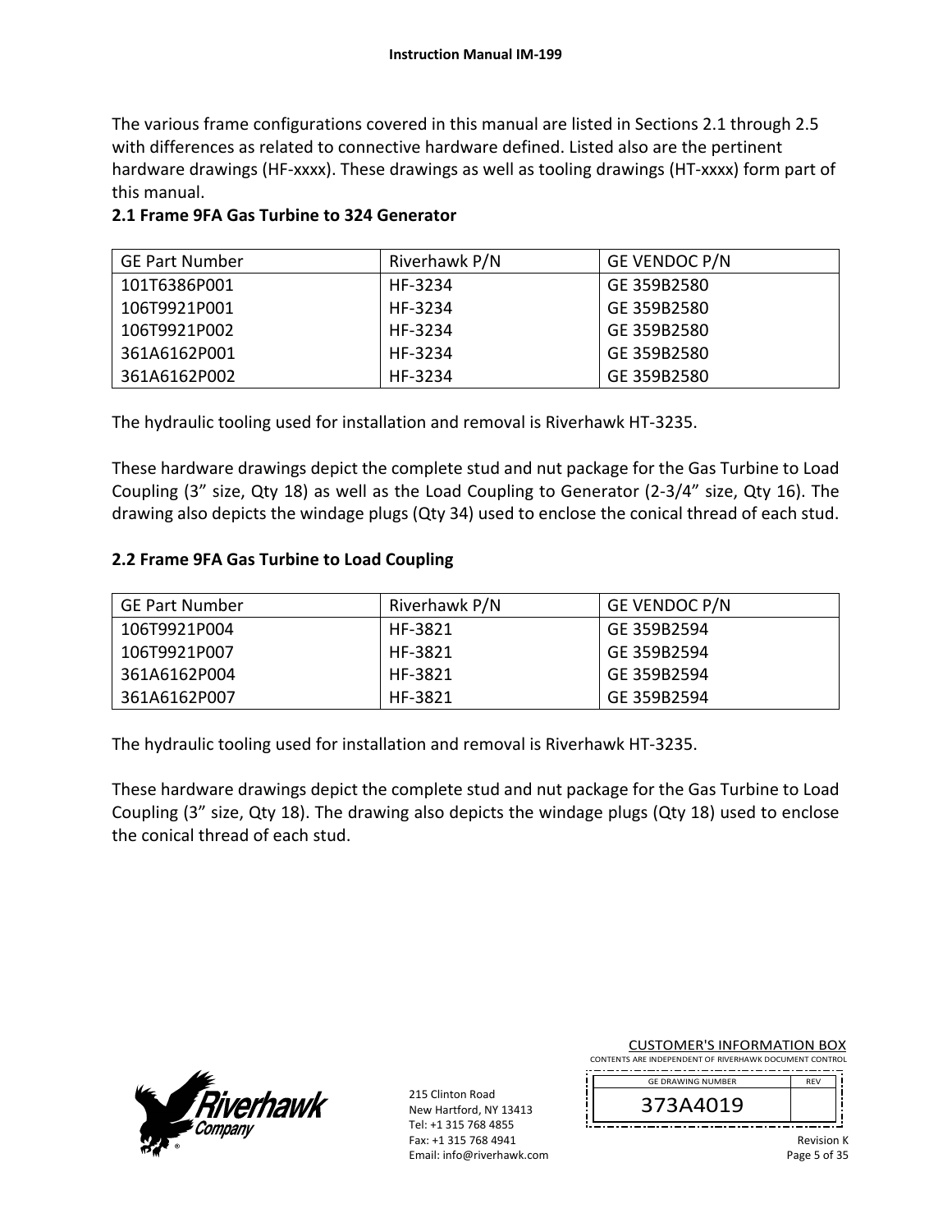The various frame configurations covered in this manual are listed in Sections 2.1 through 2.5 with differences as related to connective hardware defined. Listed also are the pertinent hardware drawings (HF-xxxx). These drawings as well as tooling drawings (HT-xxxx) form part of this manual.

## 2.1 Frame 9FA Gas Turbine to 324 Generator

| GE Part Number | Riverhawk P/N | GE VENDOC P/N |
|---|---|---|
| 101T6386P001 | HF-3234 | GE 359B2580 |
| 106T9921P001 | HF-3234 | GE 359B2580 |
| 106T9921P002 | HF-3234 | GE 359B2580 |
| 361A6162P001 | HF-3234 | GE 359B2580 |
| 361A6162P002 | HF-3234 | GE 359B2580 |

The hydraulic tooling used for installation and removal is Riverhawk HT-3235.

These hardware drawings depict the complete stud and nut package for the Gas Turbine to Load Coupling (3" size, Qty 18) as well as the Load Coupling to Generator (2-3/4" size, Qty 16). The drawing also depicts the windage plugs (Qty 34) used to enclose the conical thread of each stud.

## 2.2 Frame 9FA Gas Turbine to Load Coupling

| GE Part Number | Riverhawk P/N | GE VENDOC P/N |
|---|---|---|
| 106T9921P004 | HF-3821 | GE 359B2594 |
| 106T9921P007 | HF-3821 | GE 359B2594 |
| 361A6162P004 | HF-3821 | GE 359B2594 |
| 361A6162P007 | HF-3821 | GE 359B2594 |

The hydraulic tooling used for installation and removal is Riverhawk HT-3235.

These hardware drawings depict the complete stud and nut package for the Gas Turbine to Load Coupling (3" size, Qty 18). The drawing also depicts the windage plugs (Qty 18) used to enclose the conical thread of each stud.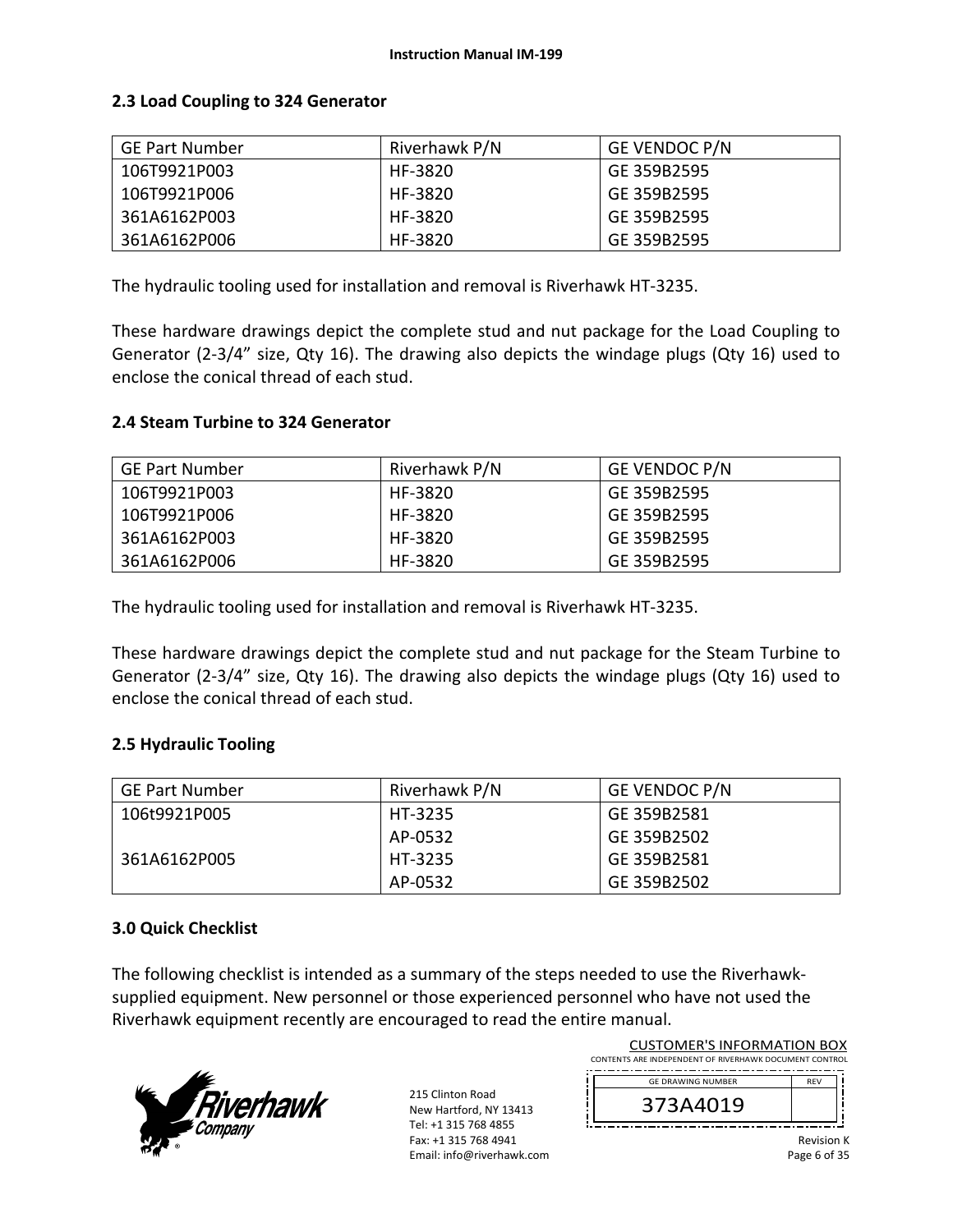## 2.3 Load Coupling to 324 Generator

| GE Part Number | Riverhawk P/N | GE VENDOC P/N |
|---|---|---|
| 106T9921P003 | HF-3820 | GE 359B2595 |
| 106T9921P006 | HF-3820 | GE 359B2595 |
| 361A6162P003 | HF-3820 | GE 359B2595 |
| 361A6162P006 | HF-3820 | GE 359B2595 |

The hydraulic tooling used for installation and removal is Riverhawk HT-3235.

These hardware drawings depict the complete stud and nut package for the Load Coupling to Generator (2-3/4" size, Qty 16). The drawing also depicts the windage plugs (Qty 16) used to enclose the conical thread of each stud.

## 2.4 Steam Turbine to 324 Generator

| GE Part Number | Riverhawk P/N | GE VENDOC P/N |
|---|---|---|
| 106T9921P003 | HF-3820 | GE 359B2595 |
| 106T9921P006 | HF-3820 | GE 359B2595 |
| 361A6162P003 | HF-3820 | GE 359B2595 |
| 361A6162P006 | HF-3820 | GE 359B2595 |

The hydraulic tooling used for installation and removal is Riverhawk HT-3235.

These hardware drawings depict the complete stud and nut package for the Steam Turbine to Generator (2-3/4" size, Qty 16). The drawing also depicts the windage plugs (Qty 16) used to enclose the conical thread of each stud.

## 2.5 Hydraulic Tooling

| GE Part Number | Riverhawk P/N | GE VENDOC P/N |
|---|---|---|
| 106t9921P005 | HT-3235 | GE 359B2581 |
| | AP-0532 | GE 359B2502 |
| 361A6162P005 | HT-3235 | GE 359B2581 |
| | AP-0532 | GE 359B2502 |

# 3.0 Quick Checklist

The following checklist is intended as a summary of the steps needed to use the Riverhawk-supplied equipment. New personnel or those experienced personnel who have not used the Riverhawk equipment recently are encouraged to read the entire manual.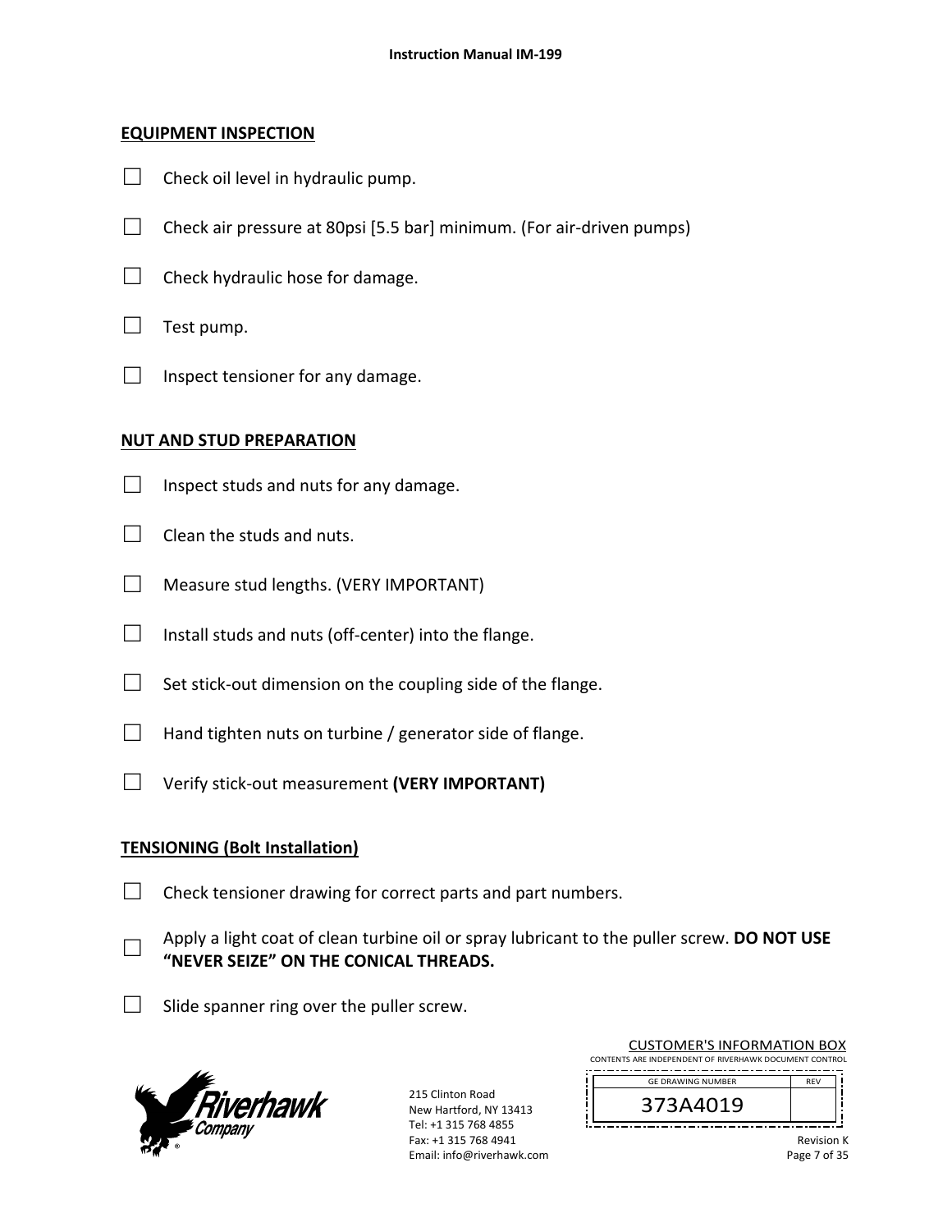## EQUIPMENT INSPECTION

- ☐ Check oil level in hydraulic pump.
- ☐ Check air pressure at 80psi [5.5 bar] minimum. (For air-driven pumps)
- ☐ Check hydraulic hose for damage.
- ☐ Test pump.
- ☐ Inspect tensioner for any damage.

## NUT AND STUD PREPARATION

- ☐ Inspect studs and nuts for any damage.
- ☐ Clean the studs and nuts.
- ☐ Measure stud lengths. (VERY IMPORTANT)
- ☐ Install studs and nuts (off-center) into the flange.
- ☐ Set stick-out dimension on the coupling side of the flange.
- ☐ Hand tighten nuts on turbine / generator side of flange.
- ☐ Verify stick-out measurement **(VERY IMPORTANT)**

## TENSIONING (Bolt Installation)

- ☐ Check tensioner drawing for correct parts and part numbers.
- ☐ Apply a light coat of clean turbine oil or spray lubricant to the puller screw. **DO NOT USE "NEVER SEIZE" ON THE CONICAL THREADS.**
- ☐ Slide spanner ring over the puller screw.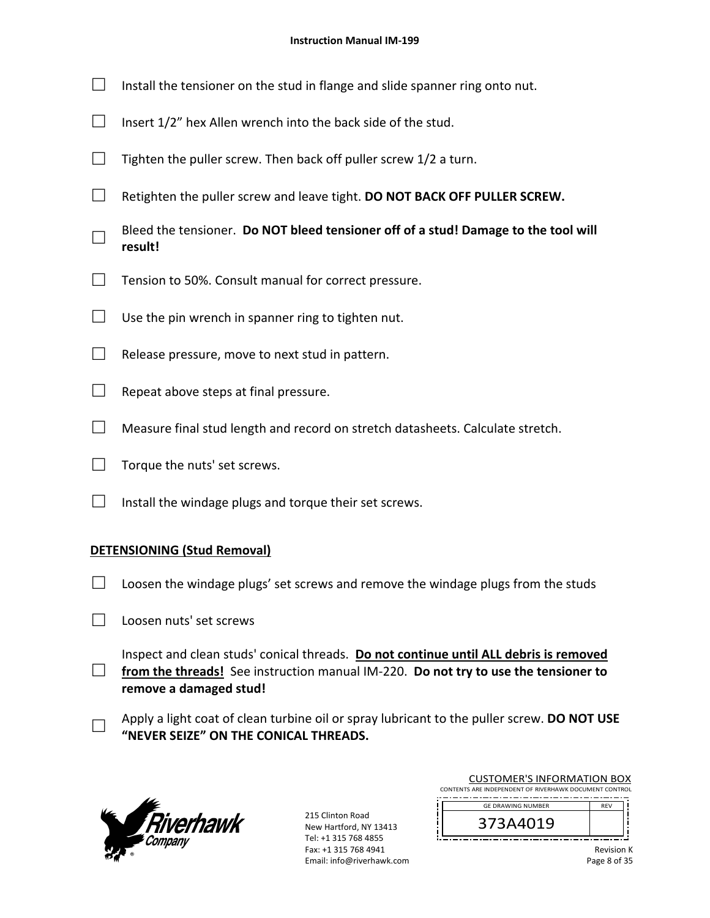- ☐ Install the tensioner on the stud in flange and slide spanner ring onto nut.
- ☐ Insert 1/2” hex Allen wrench into the back side of the stud.
- ☐ Tighten the puller screw. Then back off puller screw 1/2 a turn.
- ☐ Retighten the puller screw and leave tight. **DO NOT BACK OFF PULLER SCREW.**
- ☐ Bleed the tensioner. **Do NOT bleed tensioner off of a stud! Damage to the tool will result!**
- ☐ Tension to 50%. Consult manual for correct pressure.
- ☐ Use the pin wrench in spanner ring to tighten nut.
- ☐ Release pressure, move to next stud in pattern.
- ☐ Repeat above steps at final pressure.
- ☐ Measure final stud length and record on stretch datasheets. Calculate stretch.
- ☐ Torque the nuts' set screws.
- ☐ Install the windage plugs and torque their set screws.

## DETENSIONING (Stud Removal)

- ☐ Loosen the windage plugs’ set screws and remove the windage plugs from the studs
- ☐ Loosen nuts' set screws
- ☐ Inspect and clean studs' conical threads. **Do not continue until ALL debris is removed from the threads!** See instruction manual IM-220. **Do not try to use the tensioner to remove a damaged stud!**
- ☐ Apply a light coat of clean turbine oil or spray lubricant to the puller screw. **DO NOT USE “NEVER SEIZE” ON THE CONICAL THREADS.**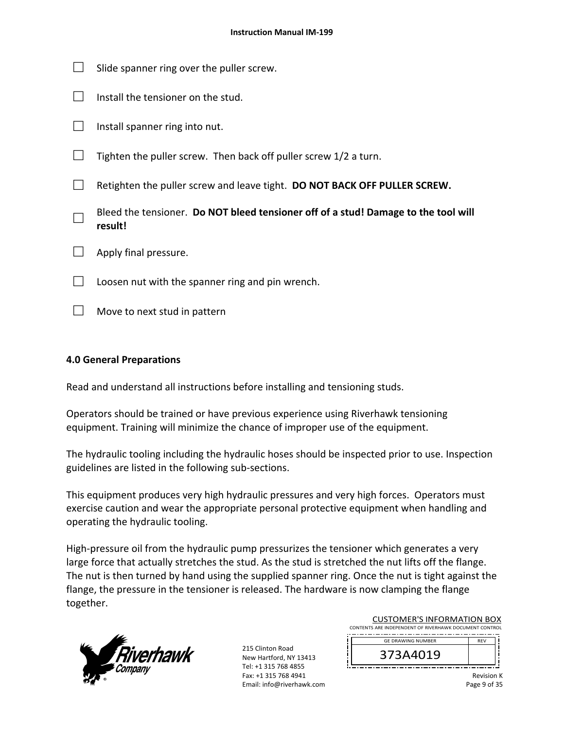- ☐ Slide spanner ring over the puller screw.
- ☐ Install the tensioner on the stud.
- ☐ Install spanner ring into nut.
- ☐ Tighten the puller screw. Then back off puller screw 1/2 a turn.
- ☐ Retighten the puller screw and leave tight. **DO NOT BACK OFF PULLER SCREW.**
- ☐ Bleed the tensioner. **Do NOT bleed tensioner off of a stud! Damage to the tool will result!**
- ☐ Apply final pressure.
- ☐ Loosen nut with the spanner ring and pin wrench.
- ☐ Move to next stud in pattern

## 4.0 General Preparations

Read and understand all instructions before installing and tensioning studs.

Operators should be trained or have previous experience using Riverhawk tensioning equipment. Training will minimize the chance of improper use of the equipment.

The hydraulic tooling including the hydraulic hoses should be inspected prior to use. Inspection guidelines are listed in the following sub-sections.

This equipment produces very high hydraulic pressures and very high forces. Operators must exercise caution and wear the appropriate personal protective equipment when handling and operating the hydraulic tooling.

High-pressure oil from the hydraulic pump pressurizes the tensioner which generates a very large force that actually stretches the stud. As the stud is stretched the nut lifts off the flange. The nut is then turned by hand using the supplied spanner ring. Once the nut is tight against the flange, the pressure in the tensioner is released. The hardware is now clamping the flange together.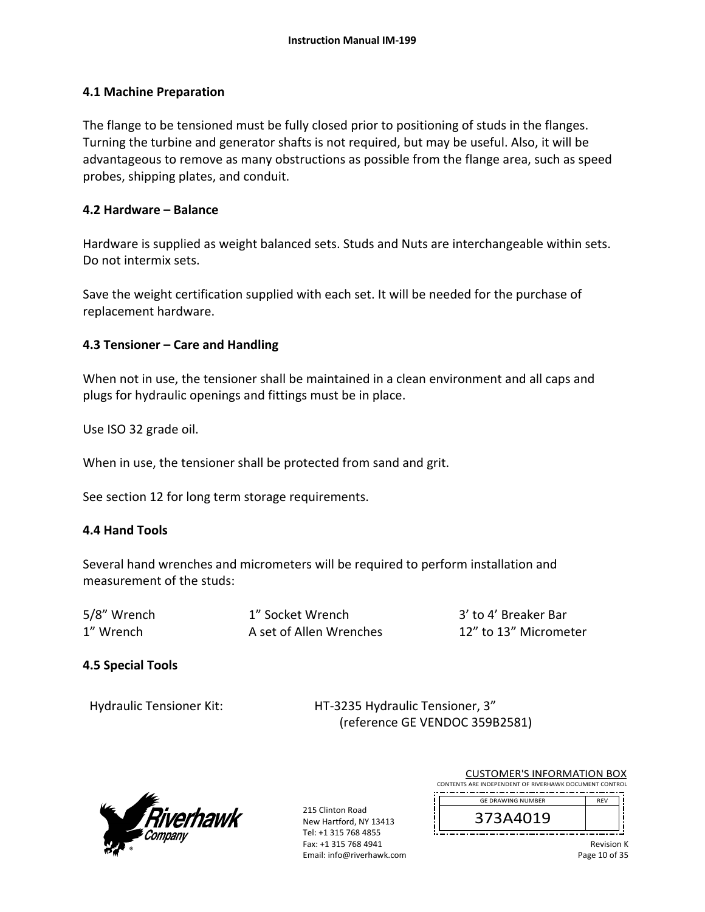### 4.1 Machine Preparation

The flange to be tensioned must be fully closed prior to positioning of studs in the flanges. Turning the turbine and generator shafts is not required, but may be useful. Also, it will be advantageous to remove as many obstructions as possible from the flange area, such as speed probes, shipping plates, and conduit.

### 4.2 Hardware – Balance

Hardware is supplied as weight balanced sets. Studs and Nuts are interchangeable within sets. Do not intermix sets.

Save the weight certification supplied with each set. It will be needed for the purchase of replacement hardware.

### 4.3 Tensioner – Care and Handling

When not in use, the tensioner shall be maintained in a clean environment and all caps and plugs for hydraulic openings and fittings must be in place.

Use ISO 32 grade oil.

When in use, the tensioner shall be protected from sand and grit.

See section 12 for long term storage requirements.

### 4.4 Hand Tools

Several hand wrenches and micrometers will be required to perform installation and measurement of the studs:

| | | |
|---|---|---|
| 5/8” Wrench | 1” Socket Wrench | 3’ to 4’ Breaker Bar |
| 1” Wrench | A set of Allen Wrenches | 12” to 13” Micrometer |

### 4.5 Special Tools

Hydraulic Tensioner Kit: HT-3235 Hydraulic Tensioner, 3” (reference GE VENDOC 359B2581)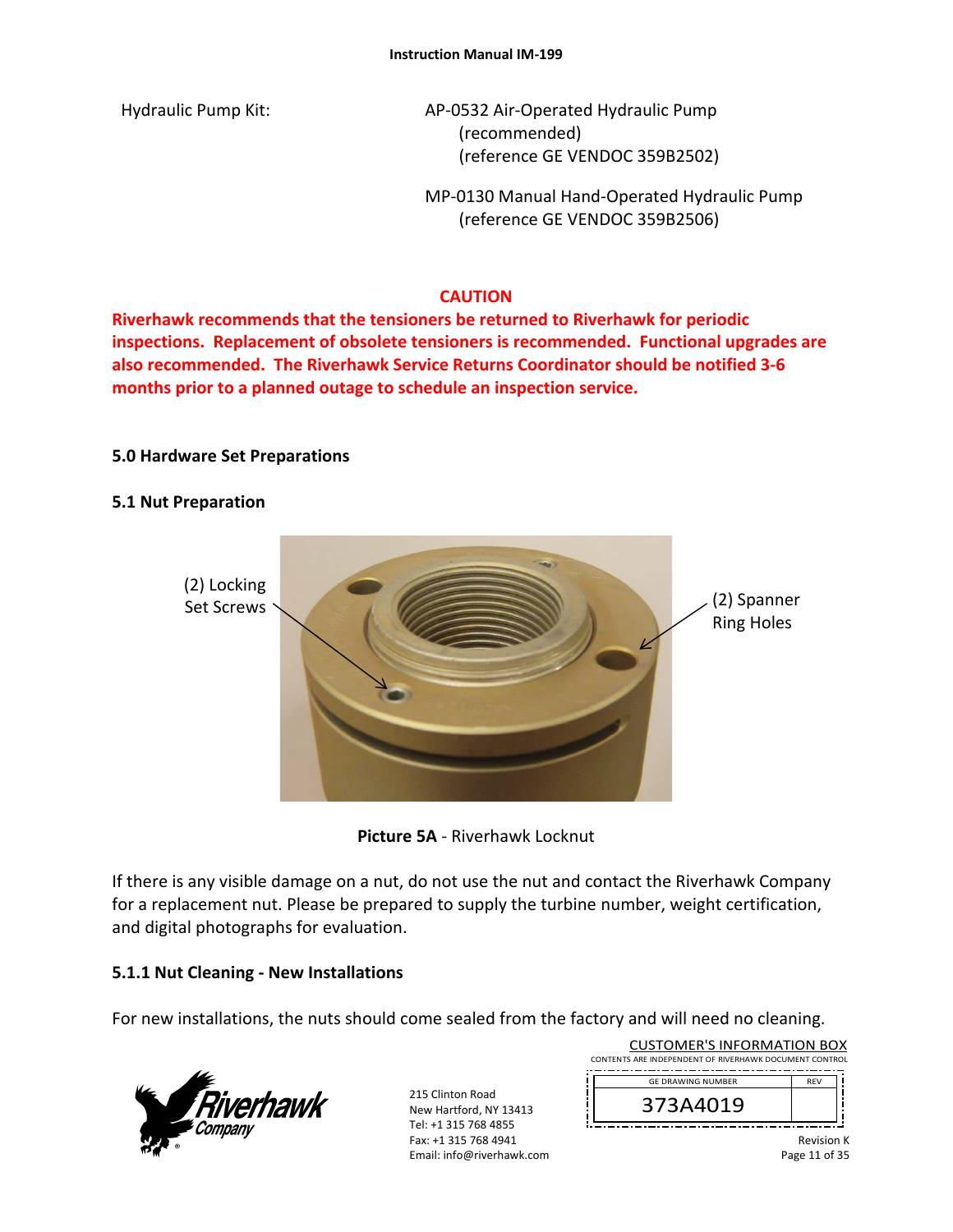Hydraulic Pump Kit:

AP-0532 Air-Operated Hydraulic Pump
(recommended)
(reference GE VENDOC 359B2502)

MP-0130 Manual Hand-Operated Hydraulic Pump
(reference GE VENDOC 359B2506)

**CAUTION**

**Riverhawk recommends that the tensioners be returned to Riverhawk for periodic inspections. Replacement of obsolete tensioners is recommended. Functional upgrades are also recommended. The Riverhawk Service Returns Coordinator should be notified 3-6 months prior to a planned outage to schedule an inspection service.**

## 5.0 Hardware Set Preparations

### 5.1 Nut Preparation

(2) Locking Set Screws

(2) Spanner Ring Holes

**Picture 5A** - Riverhawk Locknut

If there is any visible damage on a nut, do not use the nut and contact the Riverhawk Company for a replacement nut. Please be prepared to supply the turbine number, weight certification, and digital photographs for evaluation.

#### 5.1.1 Nut Cleaning - New Installations

For new installations, the nuts should come sealed from the factory and will need no cleaning.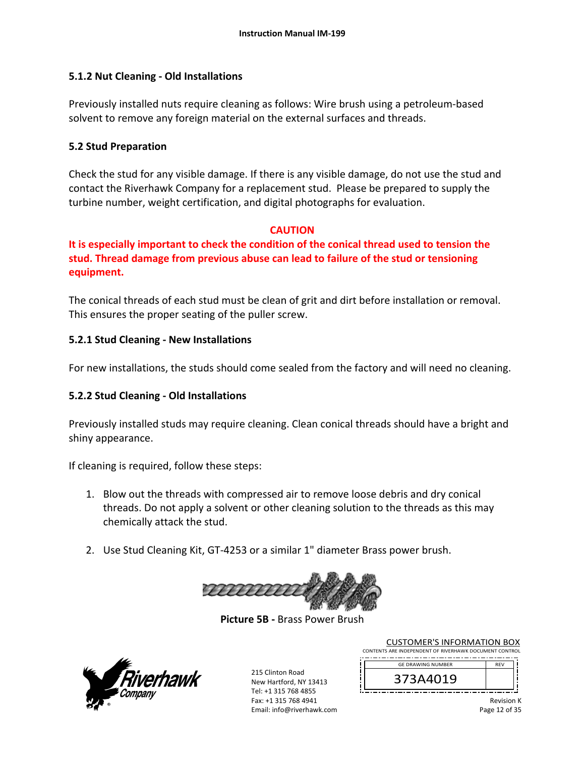### 5.1.2 Nut Cleaning - Old Installations

Previously installed nuts require cleaning as follows: Wire brush using a petroleum-based solvent to remove any foreign material on the external surfaces and threads.

### 5.2 Stud Preparation

Check the stud for any visible damage. If there is any visible damage, do not use the stud and contact the Riverhawk Company for a replacement stud. Please be prepared to supply the turbine number, weight certification, and digital photographs for evaluation.

**CAUTION**

**It is especially important to check the condition of the conical thread used to tension the stud. Thread damage from previous abuse can lead to failure of the stud or tensioning equipment.**

The conical threads of each stud must be clean of grit and dirt before installation or removal. This ensures the proper seating of the puller screw.

### 5.2.1 Stud Cleaning - New Installations

For new installations, the studs should come sealed from the factory and will need no cleaning.

### 5.2.2 Stud Cleaning - Old Installations

Previously installed studs may require cleaning. Clean conical threads should have a bright and shiny appearance.

If cleaning is required, follow these steps:

1. Blow out the threads with compressed air to remove loose debris and dry conical threads. Do not apply a solvent or other cleaning solution to the threads as this may chemically attack the stud.

2. Use Stud Cleaning Kit, GT-4253 or a similar 1" diameter Brass power brush.

**Picture 5B -** Brass Power Brush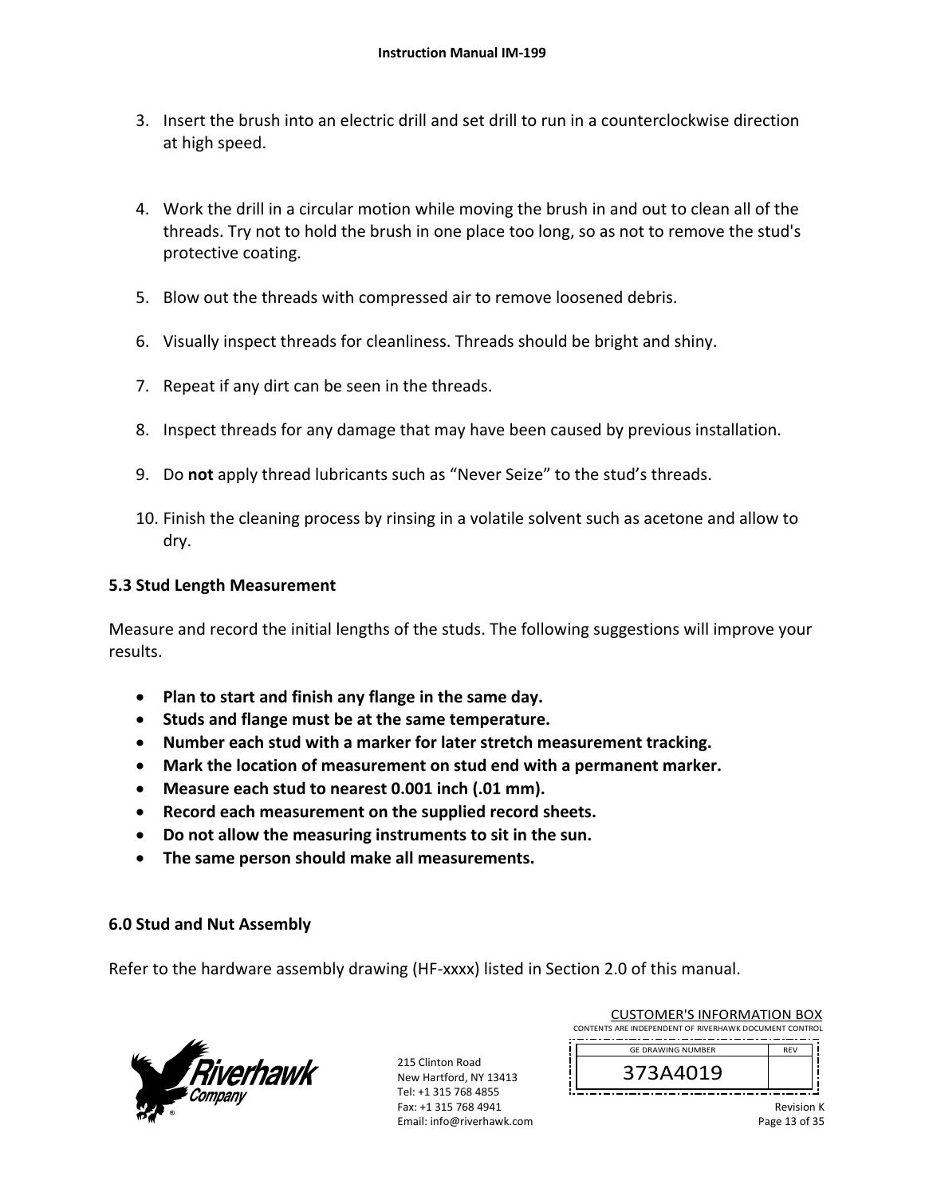3. Insert the brush into an electric drill and set drill to run in a counterclockwise direction at high speed.

4. Work the drill in a circular motion while moving the brush in and out to clean all of the threads. Try not to hold the brush in one place too long, so as not to remove the stud's protective coating.

5. Blow out the threads with compressed air to remove loosened debris.

6. Visually inspect threads for cleanliness. Threads should be bright and shiny.

7. Repeat if any dirt can be seen in the threads.

8. Inspect threads for any damage that may have been caused by previous installation.

9. Do **not** apply thread lubricants such as "Never Seize" to the stud's threads.

10. Finish the cleaning process by rinsing in a volatile solvent such as acetone and allow to dry.

### 5.3 Stud Length Measurement

Measure and record the initial lengths of the studs. The following suggestions will improve your results.

- **Plan to start and finish any flange in the same day.**
- **Studs and flange must be at the same temperature.**
- **Number each stud with a marker for later stretch measurement tracking.**
- **Mark the location of measurement on stud end with a permanent marker.**
- **Measure each stud to nearest 0.001 inch (.01 mm).**
- **Record each measurement on the supplied record sheets.**
- **Do not allow the measuring instruments to sit in the sun.**
- **The same person should make all measurements.**

## 6.0 Stud and Nut Assembly

Refer to the hardware assembly drawing (HF-xxxx) listed in Section 2.0 of this manual.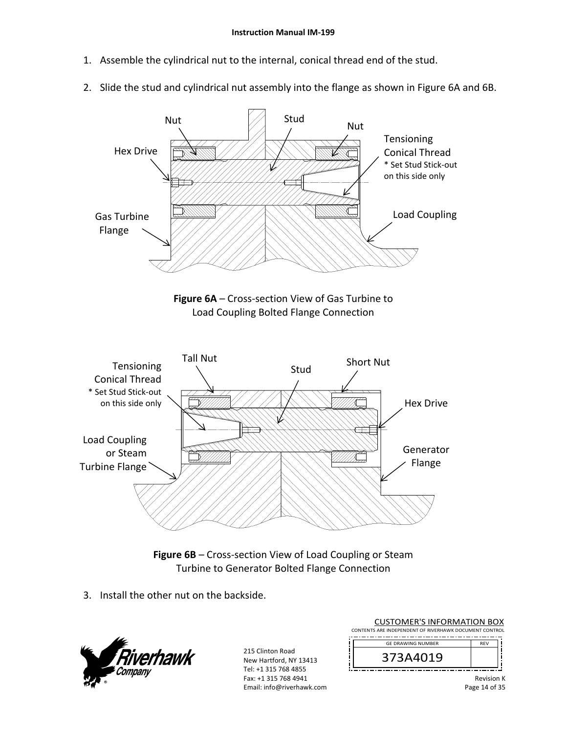1. Assemble the cylindrical nut to the internal, conical thread end of the stud.

2. Slide the stud and cylindrical nut assembly into the flange as shown in Figure 6A and 6B.

**Figure 6A** – Cross-section View of Gas Turbine to Load Coupling Bolted Flange Connection

**Figure 6B** – Cross-section View of Load Coupling or Steam Turbine to Generator Bolted Flange Connection

3. Install the other nut on the backside.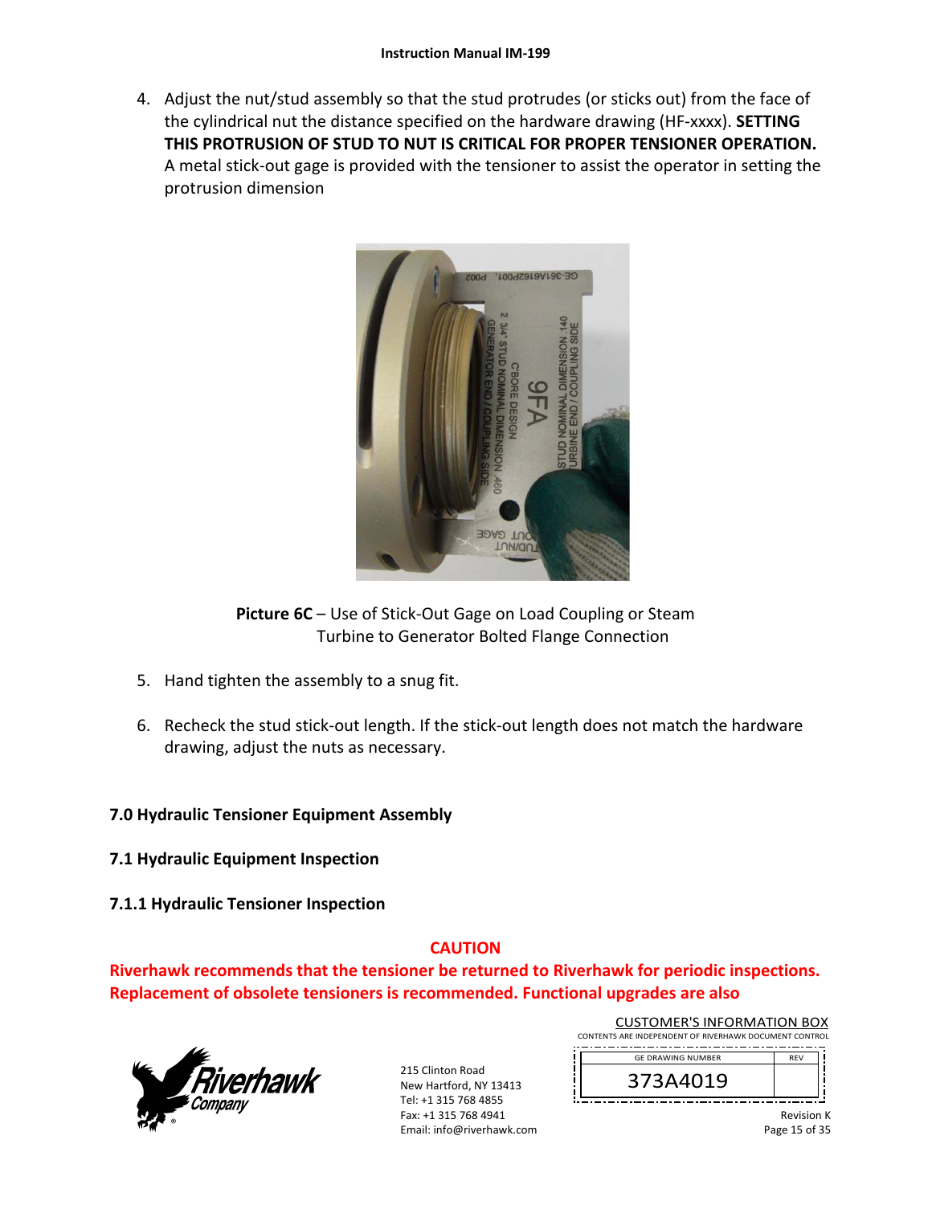4. Adjust the nut/stud assembly so that the stud protrudes (or sticks out) from the face of the cylindrical nut the distance specified on the hardware drawing (HF-xxxx). **SETTING THIS PROTRUSION OF STUD TO NUT IS CRITICAL FOR PROPER TENSIONER OPERATION.** A metal stick-out gage is provided with the tensioner to assist the operator in setting the protrusion dimension

**Picture 6C** – Use of Stick-Out Gage on Load Coupling or Steam Turbine to Generator Bolted Flange Connection

5. Hand tighten the assembly to a snug fit.

6. Recheck the stud stick-out length. If the stick-out length does not match the hardware drawing, adjust the nuts as necessary.

## 7.0 Hydraulic Tensioner Equipment Assembly

### 7.1 Hydraulic Equipment Inspection

#### 7.1.1 Hydraulic Tensioner Inspection

**CAUTION**

**Riverhawk recommends that the tensioner be returned to Riverhawk for periodic inspections. Replacement of obsolete tensioners is recommended. Functional upgrades are also**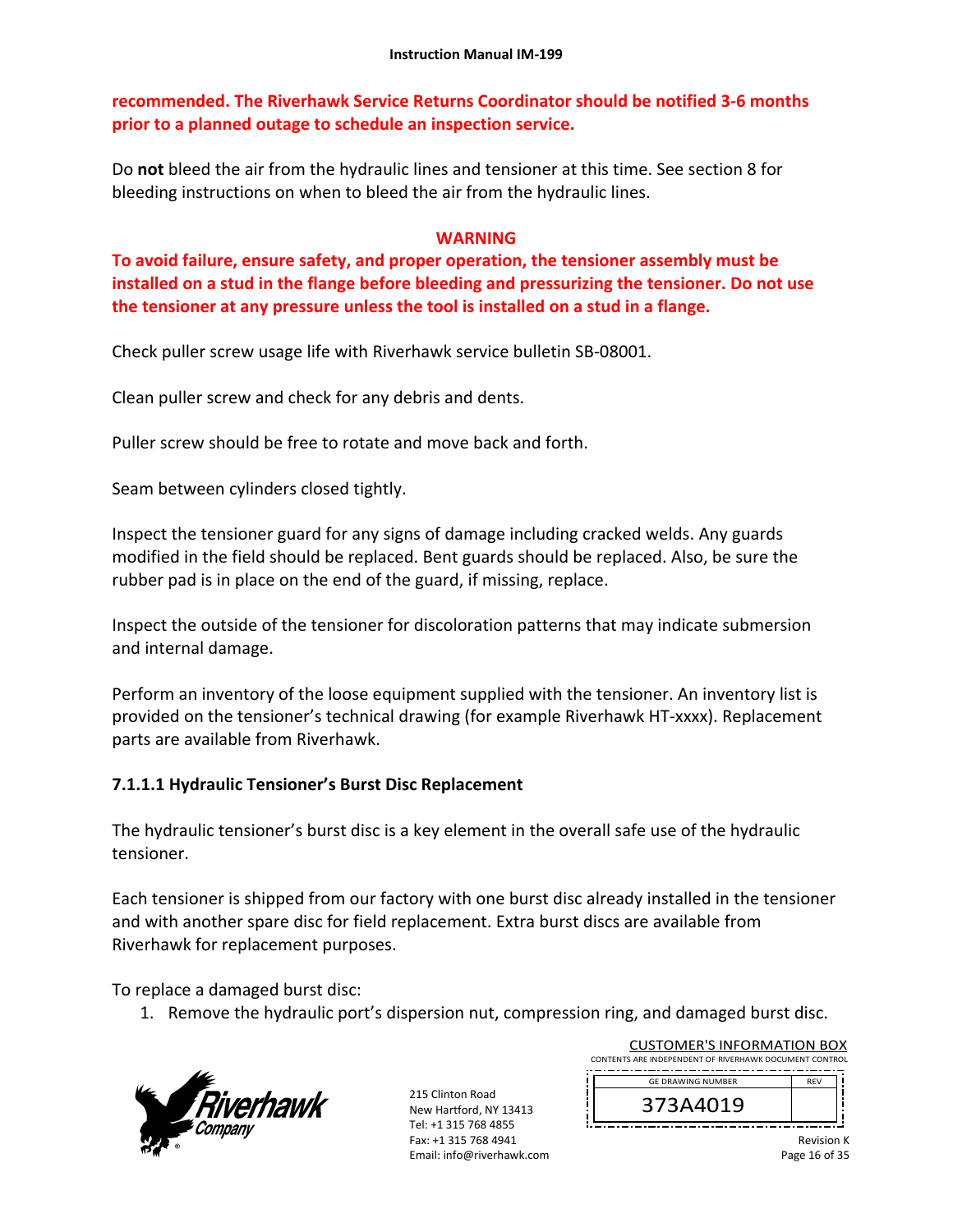**recommended. The Riverhawk Service Returns Coordinator should be notified 3-6 months prior to a planned outage to schedule an inspection service.**

Do **not** bleed the air from the hydraulic lines and tensioner at this time. See section 8 for bleeding instructions on when to bleed the air from the hydraulic lines.

**WARNING**

**To avoid failure, ensure safety, and proper operation, the tensioner assembly must be installed on a stud in the flange before bleeding and pressurizing the tensioner. Do not use the tensioner at any pressure unless the tool is installed on a stud in a flange.**

Check puller screw usage life with Riverhawk service bulletin SB-08001.

Clean puller screw and check for any debris and dents.

Puller screw should be free to rotate and move back and forth.

Seam between cylinders closed tightly.

Inspect the tensioner guard for any signs of damage including cracked welds. Any guards modified in the field should be replaced. Bent guards should be replaced. Also, be sure the rubber pad is in place on the end of the guard, if missing, replace.

Inspect the outside of the tensioner for discoloration patterns that may indicate submersion and internal damage.

Perform an inventory of the loose equipment supplied with the tensioner. An inventory list is provided on the tensioner's technical drawing (for example Riverhawk HT-xxxx). Replacement parts are available from Riverhawk.

#### 7.1.1.1 Hydraulic Tensioner's Burst Disc Replacement

The hydraulic tensioner's burst disc is a key element in the overall safe use of the hydraulic tensioner.

Each tensioner is shipped from our factory with one burst disc already installed in the tensioner and with another spare disc for field replacement. Extra burst discs are available from Riverhawk for replacement purposes.

To replace a damaged burst disc:

1. Remove the hydraulic port's dispersion nut, compression ring, and damaged burst disc.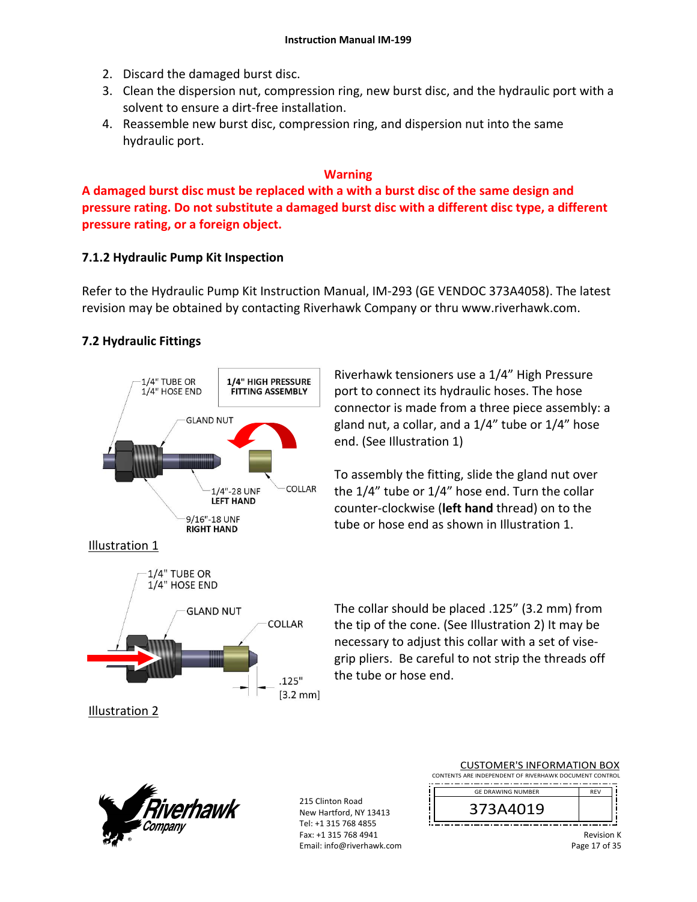2. Discard the damaged burst disc.
3. Clean the dispersion nut, compression ring, new burst disc, and the hydraulic port with a solvent to ensure a dirt-free installation.
4. Reassemble new burst disc, compression ring, and dispersion nut into the same hydraulic port.

**Warning**

**A damaged burst disc must be replaced with a with a burst disc of the same design and pressure rating. Do not substitute a damaged burst disc with a different disc type, a different pressure rating, or a foreign object.**

### 7.1.2 Hydraulic Pump Kit Inspection

Refer to the Hydraulic Pump Kit Instruction Manual, IM-293 (GE VENDOC 373A4058). The latest revision may be obtained by contacting Riverhawk Company or thru www.riverhawk.com.

## 7.2 Hydraulic Fittings

1/4" TUBE OR 1/4" HOSE END

**1/4" HIGH PRESSURE FITTING ASSEMBLY**

GLAND NUT

1/4"-28 UNF **LEFT HAND**

COLLAR

9/16"-18 UNF **RIGHT HAND**

Illustration 1

Riverhawk tensioners use a 1/4" High Pressure port to connect its hydraulic hoses. The hose connector is made from a three piece assembly: a gland nut, a collar, and a 1/4" tube or 1/4" hose end. (See Illustration 1)

To assembly the fitting, slide the gland nut over the 1/4" tube or 1/4" hose end. Turn the collar counter-clockwise (**left hand** thread) on to the tube or hose end as shown in Illustration 1.

1/4" TUBE OR 1/4" HOSE END

GLAND NUT

COLLAR

.125" [3.2 mm]

Illustration 2

The collar should be placed .125" (3.2 mm) from the tip of the cone. (See Illustration 2) It may be necessary to adjust this collar with a set of vise-grip pliers. Be careful to not strip the threads off the tube or hose end.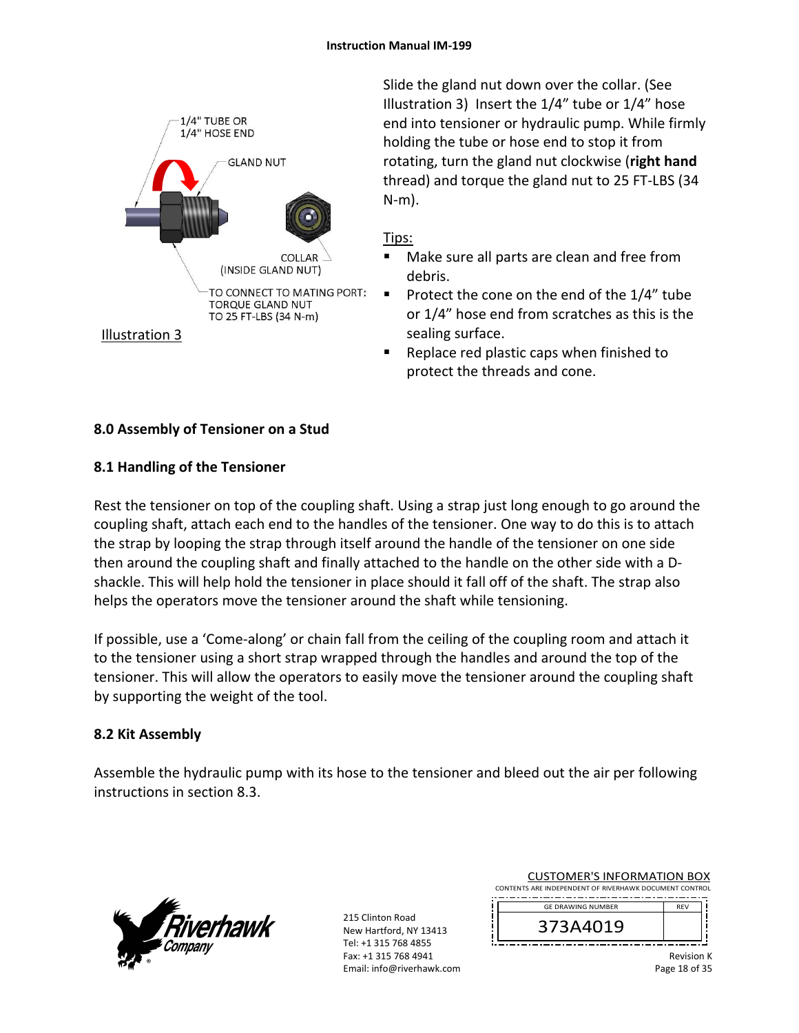1/4" TUBE OR
1/4" HOSE END

GLAND NUT

COLLAR
(INSIDE GLAND NUT)

TO CONNECT TO MATING PORT:
TORQUE GLAND NUT
TO 25 FT-LBS (34 N-m)

Illustration 3

Slide the gland nut down over the collar. (See Illustration 3) Insert the 1/4" tube or 1/4" hose end into tensioner or hydraulic pump. While firmly holding the tube or hose end to stop it from rotating, turn the gland nut clockwise (**right hand** thread) and torque the gland nut to 25 FT-LBS (34 N-m).

Tips:

- Make sure all parts are clean and free from debris.
- Protect the cone on the end of the 1/4" tube or 1/4" hose end from scratches as this is the sealing surface.
- Replace red plastic caps when finished to protect the threads and cone.

## 8.0 Assembly of Tensioner on a Stud

### 8.1 Handling of the Tensioner

Rest the tensioner on top of the coupling shaft. Using a strap just long enough to go around the coupling shaft, attach each end to the handles of the tensioner. One way to do this is to attach the strap by looping the strap through itself around the handle of the tensioner on one side then around the coupling shaft and finally attached to the handle on the other side with a D-shackle. This will help hold the tensioner in place should it fall off of the shaft. The strap also helps the operators move the tensioner around the shaft while tensioning.

If possible, use a 'Come-along' or chain fall from the ceiling of the coupling room and attach it to the tensioner using a short strap wrapped through the handles and around the top of the tensioner. This will allow the operators to easily move the tensioner around the coupling shaft by supporting the weight of the tool.

### 8.2 Kit Assembly

Assemble the hydraulic pump with its hose to the tensioner and bleed out the air per following instructions in section 8.3.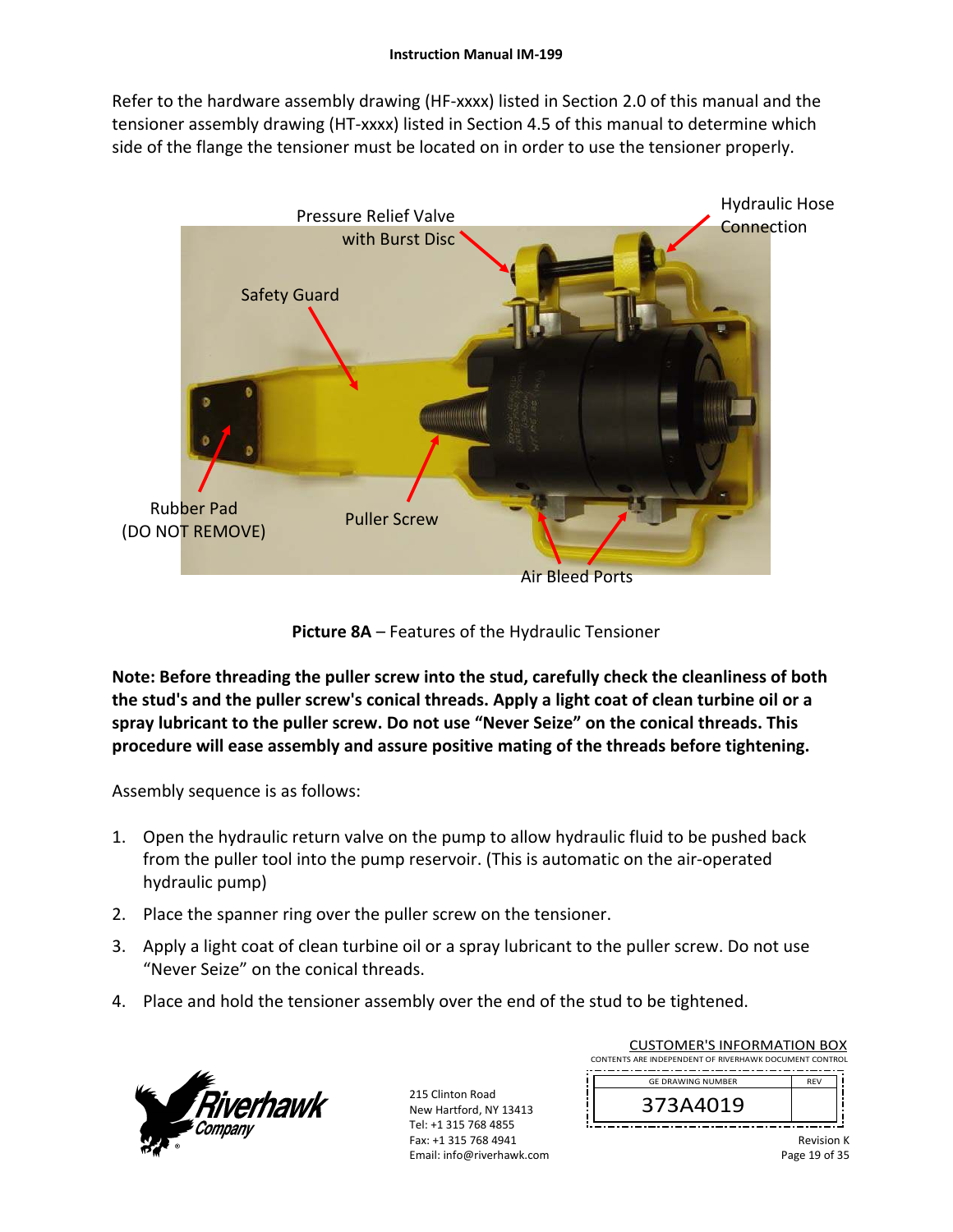Refer to the hardware assembly drawing (HF-xxxx) listed in Section 2.0 of this manual and the tensioner assembly drawing (HT-xxxx) listed in Section 4.5 of this manual to determine which side of the flange the tensioner must be located on in order to use the tensioner properly.

Pressure Relief Valve with Burst Disc

Hydraulic Hose Connection

Safety Guard

Rubber Pad (DO NOT REMOVE)

Puller Screw

Air Bleed Ports

**Picture 8A** – Features of the Hydraulic Tensioner

**Note: Before threading the puller screw into the stud, carefully check the cleanliness of both the stud's and the puller screw's conical threads. Apply a light coat of clean turbine oil or a spray lubricant to the puller screw. Do not use "Never Seize" on the conical threads. This procedure will ease assembly and assure positive mating of the threads before tightening.**

Assembly sequence is as follows:

1. Open the hydraulic return valve on the pump to allow hydraulic fluid to be pushed back from the puller tool into the pump reservoir. (This is automatic on the air-operated hydraulic pump)
2. Place the spanner ring over the puller screw on the tensioner.
3. Apply a light coat of clean turbine oil or a spray lubricant to the puller screw. Do not use "Never Seize" on the conical threads.
4. Place and hold the tensioner assembly over the end of the stud to be tightened.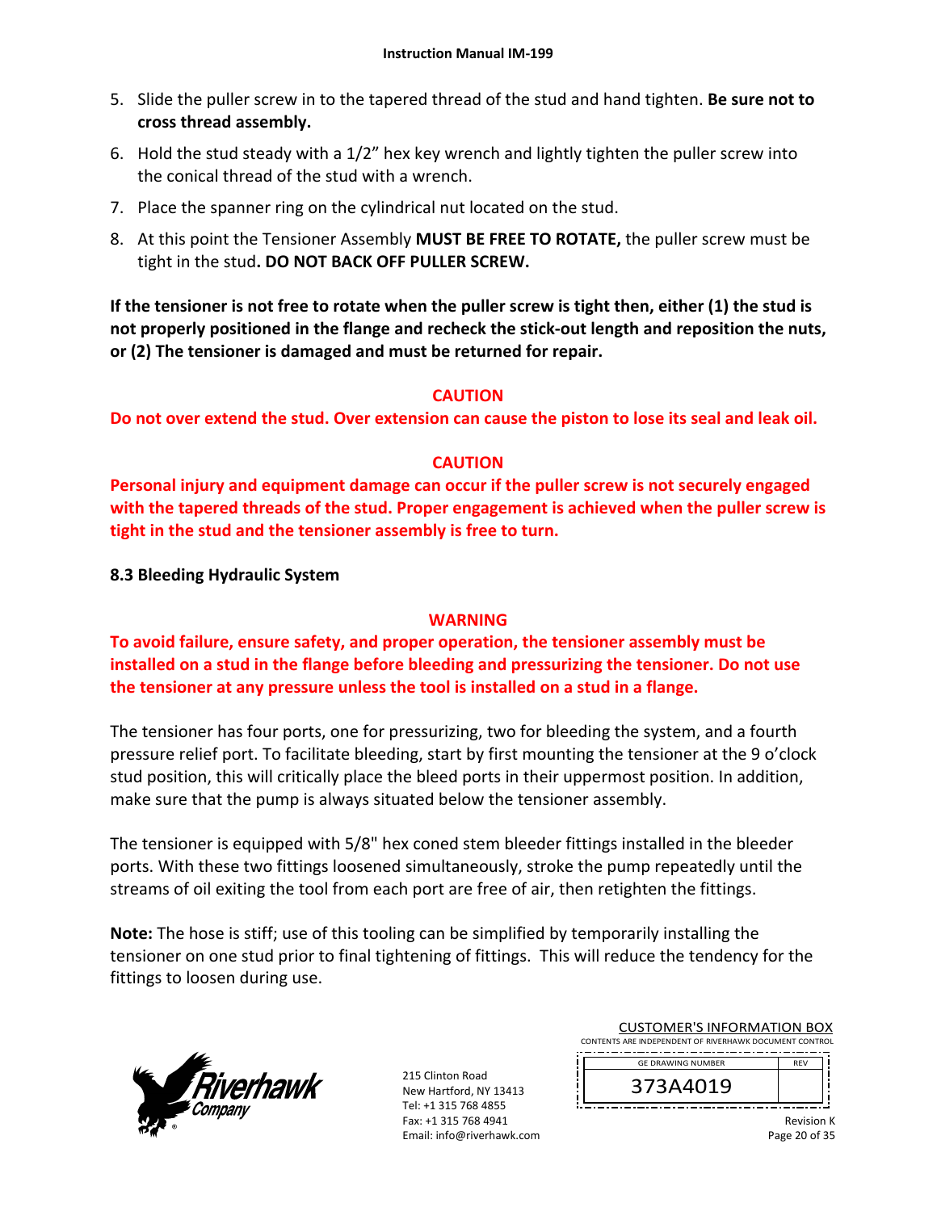5. Slide the puller screw in to the tapered thread of the stud and hand tighten. **Be sure not to cross thread assembly.**
6. Hold the stud steady with a 1/2" hex key wrench and lightly tighten the puller screw into the conical thread of the stud with a wrench.
7. Place the spanner ring on the cylindrical nut located on the stud.
8. At this point the Tensioner Assembly **MUST BE FREE TO ROTATE,** the puller screw must be tight in the stud**. DO NOT BACK OFF PULLER SCREW.**

**If the tensioner is not free to rotate when the puller screw is tight then, either (1) the stud is not properly positioned in the flange and recheck the stick-out length and reposition the nuts, or (2) The tensioner is damaged and must be returned for repair.**

**CAUTION**

**Do not over extend the stud. Over extension can cause the piston to lose its seal and leak oil.**

**CAUTION**

**Personal injury and equipment damage can occur if the puller screw is not securely engaged with the tapered threads of the stud. Proper engagement is achieved when the puller screw is tight in the stud and the tensioner assembly is free to turn.**

### 8.3 Bleeding Hydraulic System

**WARNING**

**To avoid failure, ensure safety, and proper operation, the tensioner assembly must be installed on a stud in the flange before bleeding and pressurizing the tensioner. Do not use the tensioner at any pressure unless the tool is installed on a stud in a flange.**

The tensioner has four ports, one for pressurizing, two for bleeding the system, and a fourth pressure relief port. To facilitate bleeding, start by first mounting the tensioner at the 9 o'clock stud position, this will critically place the bleed ports in their uppermost position. In addition, make sure that the pump is always situated below the tensioner assembly.

The tensioner is equipped with 5/8" hex coned stem bleeder fittings installed in the bleeder ports. With these two fittings loosened simultaneously, stroke the pump repeatedly until the streams of oil exiting the tool from each port are free of air, then retighten the fittings.

**Note:** The hose is stiff; use of this tooling can be simplified by temporarily installing the tensioner on one stud prior to final tightening of fittings. This will reduce the tendency for the fittings to loosen during use.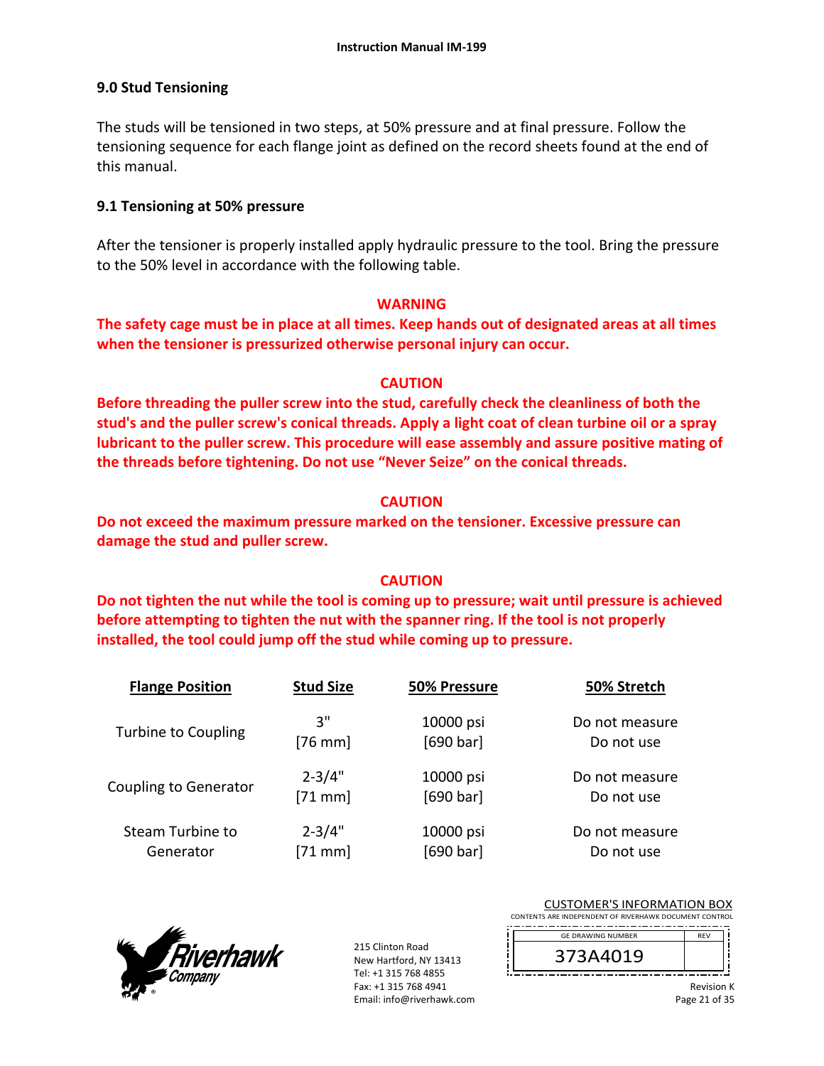## 9.0 Stud Tensioning

The studs will be tensioned in two steps, at 50% pressure and at final pressure. Follow the tensioning sequence for each flange joint as defined on the record sheets found at the end of this manual.

### 9.1 Tensioning at 50% pressure

After the tensioner is properly installed apply hydraulic pressure to the tool. Bring the pressure to the 50% level in accordance with the following table.

**WARNING**

**The safety cage must be in place at all times. Keep hands out of designated areas at all times when the tensioner is pressurized otherwise personal injury can occur.**

**CAUTION**

**Before threading the puller screw into the stud, carefully check the cleanliness of both the stud's and the puller screw's conical threads. Apply a light coat of clean turbine oil or a spray lubricant to the puller screw. This procedure will ease assembly and assure positive mating of the threads before tightening. Do not use "Never Seize" on the conical threads.**

**CAUTION**

**Do not exceed the maximum pressure marked on the tensioner. Excessive pressure can damage the stud and puller screw.**

**CAUTION**

**Do not tighten the nut while the tool is coming up to pressure; wait until pressure is achieved before attempting to tighten the nut with the spanner ring. If the tool is not properly installed, the tool could jump off the stud while coming up to pressure.**

| Flange Position | Stud Size | 50% Pressure | 50% Stretch |
|---|---|---|---|
| Turbine to Coupling | 3" [76 mm] | 10000 psi [690 bar] | Do not measure Do not use |
| Coupling to Generator | 2-3/4" [71 mm] | 10000 psi [690 bar] | Do not measure Do not use |
| Steam Turbine to Generator | 2-3/4" [71 mm] | 10000 psi [690 bar] | Do not measure Do not use |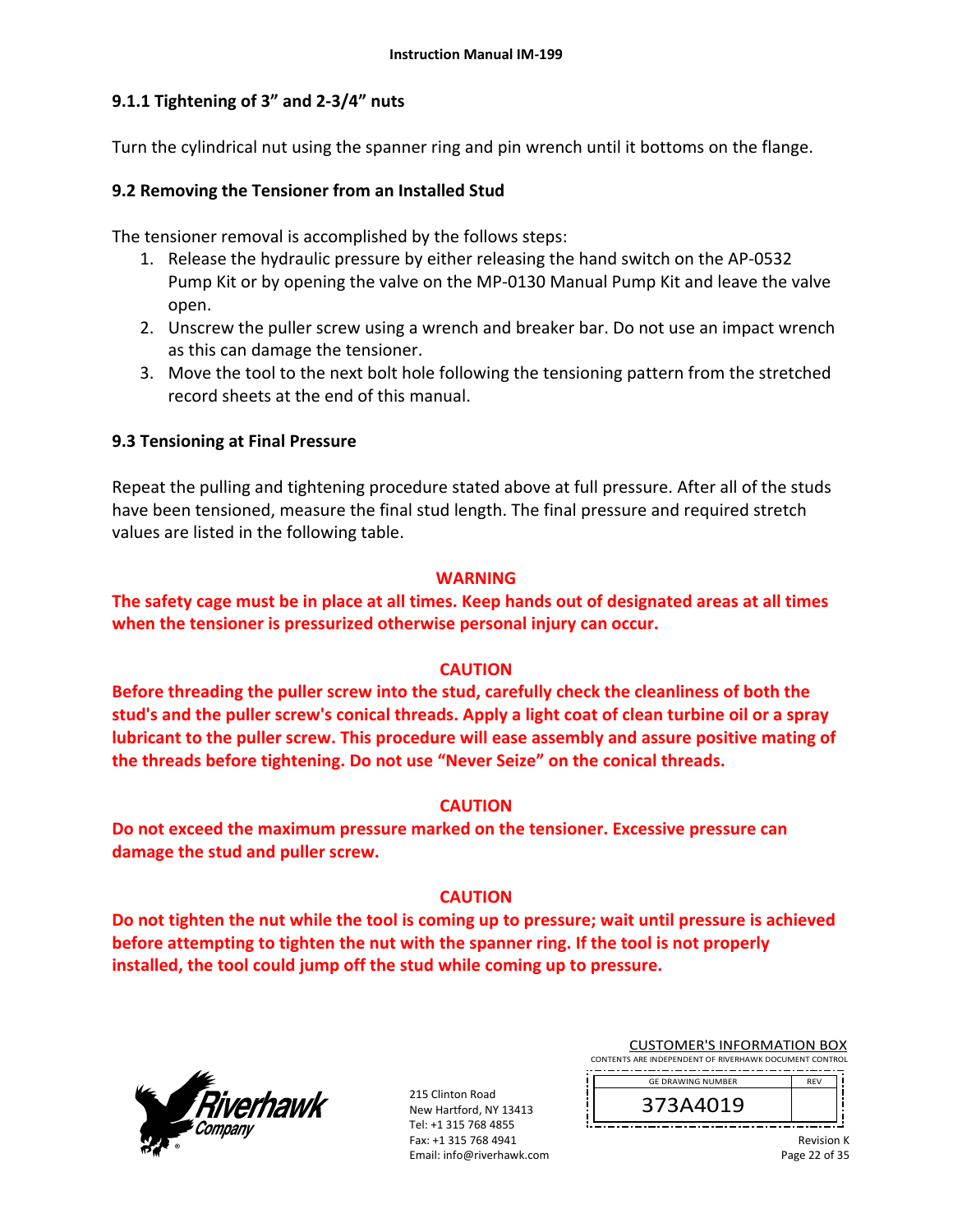### 9.1.1 Tightening of 3" and 2-3/4" nuts

Turn the cylindrical nut using the spanner ring and pin wrench until it bottoms on the flange.

### 9.2 Removing the Tensioner from an Installed Stud

The tensioner removal is accomplished by the follows steps:

1. Release the hydraulic pressure by either releasing the hand switch on the AP-0532 Pump Kit or by opening the valve on the MP-0130 Manual Pump Kit and leave the valve open.
2. Unscrew the puller screw using a wrench and breaker bar. Do not use an impact wrench as this can damage the tensioner.
3. Move the tool to the next bolt hole following the tensioning pattern from the stretched record sheets at the end of this manual.

### 9.3 Tensioning at Final Pressure

Repeat the pulling and tightening procedure stated above at full pressure. After all of the studs have been tensioned, measure the final stud length. The final pressure and required stretch values are listed in the following table.

**WARNING**

**The safety cage must be in place at all times. Keep hands out of designated areas at all times when the tensioner is pressurized otherwise personal injury can occur.**

**CAUTION**

**Before threading the puller screw into the stud, carefully check the cleanliness of both the stud's and the puller screw's conical threads. Apply a light coat of clean turbine oil or a spray lubricant to the puller screw. This procedure will ease assembly and assure positive mating of the threads before tightening. Do not use "Never Seize" on the conical threads.**

**CAUTION**

**Do not exceed the maximum pressure marked on the tensioner. Excessive pressure can damage the stud and puller screw.**

**CAUTION**

**Do not tighten the nut while the tool is coming up to pressure; wait until pressure is achieved before attempting to tighten the nut with the spanner ring. If the tool is not properly installed, the tool could jump off the stud while coming up to pressure.**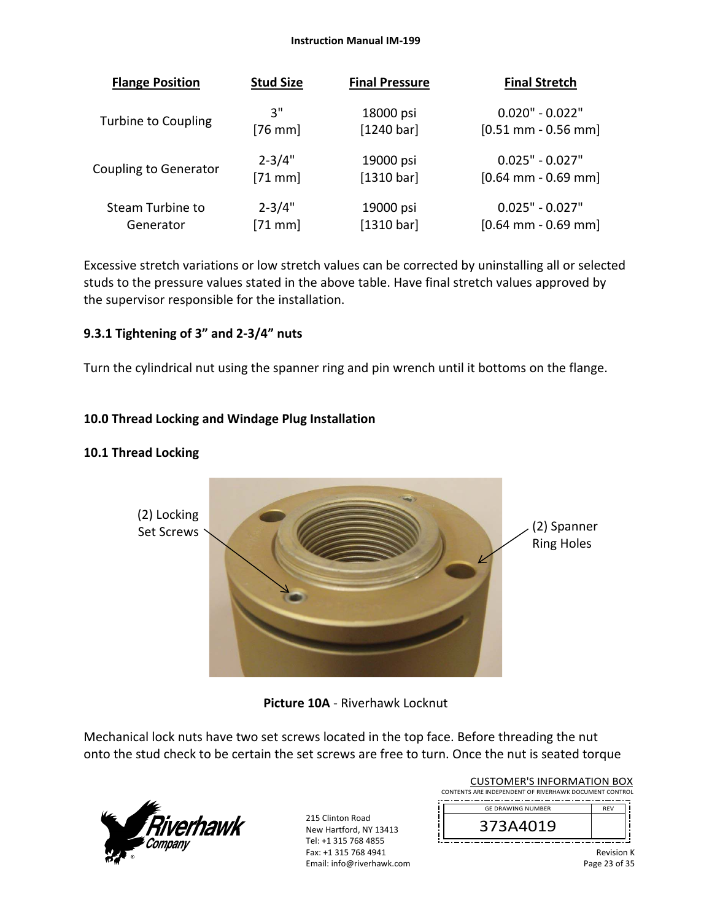| Flange Position | Stud Size | Final Pressure | Final Stretch |
|---|---|---|---|
| Turbine to Coupling | 3" [76 mm] | 18000 psi [1240 bar] | 0.020" - 0.022" [0.51 mm - 0.56 mm] |
| Coupling to Generator | 2-3/4" [71 mm] | 19000 psi [1310 bar] | 0.025" - 0.027" [0.64 mm - 0.69 mm] |
| Steam Turbine to Generator | 2-3/4" [71 mm] | 19000 psi [1310 bar] | 0.025" - 0.027" [0.64 mm - 0.69 mm] |

Excessive stretch variations or low stretch values can be corrected by uninstalling all or selected studs to the pressure values stated in the above table. Have final stretch values approved by the supervisor responsible for the installation.

### 9.3.1 Tightening of 3" and 2-3/4" nuts

Turn the cylindrical nut using the spanner ring and pin wrench until it bottoms on the flange.

## 10.0 Thread Locking and Windage Plug Installation

### 10.1 Thread Locking

(2) Locking Set Screws

(2) Spanner Ring Holes

**Picture 10A** - Riverhawk Locknut

Mechanical lock nuts have two set screws located in the top face. Before threading the nut onto the stud check to be certain the set screws are free to turn. Once the nut is seated torque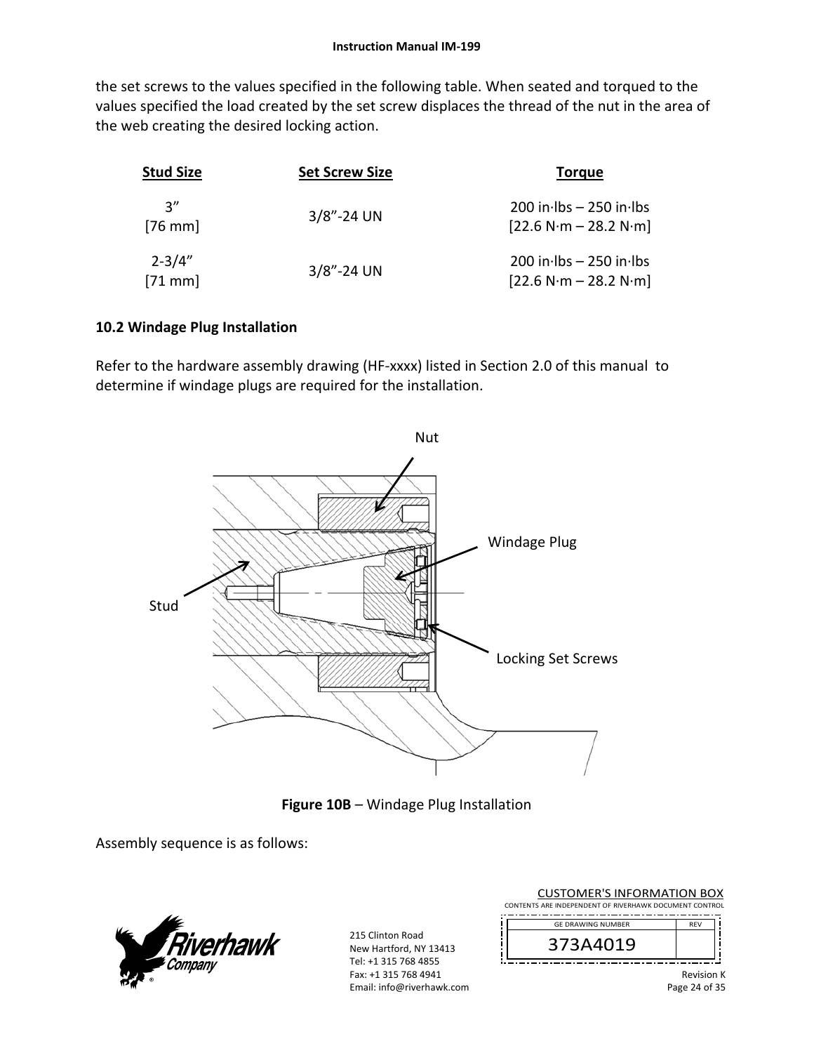the set screws to the values specified in the following table. When seated and torqued to the values specified the load created by the set screw displaces the thread of the nut in the area of the web creating the desired locking action.

| Stud Size | Set Screw Size | Torque |
|---|---|---|
| 3” [76 mm] | 3/8”-24 UN | 200 in·lbs – 250 in·lbs [22.6 N·m – 28.2 N·m] |
| 2-3/4” [71 mm] | 3/8”-24 UN | 200 in·lbs – 250 in·lbs [22.6 N·m – 28.2 N·m] |

## 10.2 Windage Plug Installation

Refer to the hardware assembly drawing (HF-xxxx) listed in Section 2.0 of this manual to determine if windage plugs are required for the installation.

Nut

Windage Plug

Stud

Locking Set Screws

**Figure 10B** – Windage Plug Installation

Assembly sequence is as follows: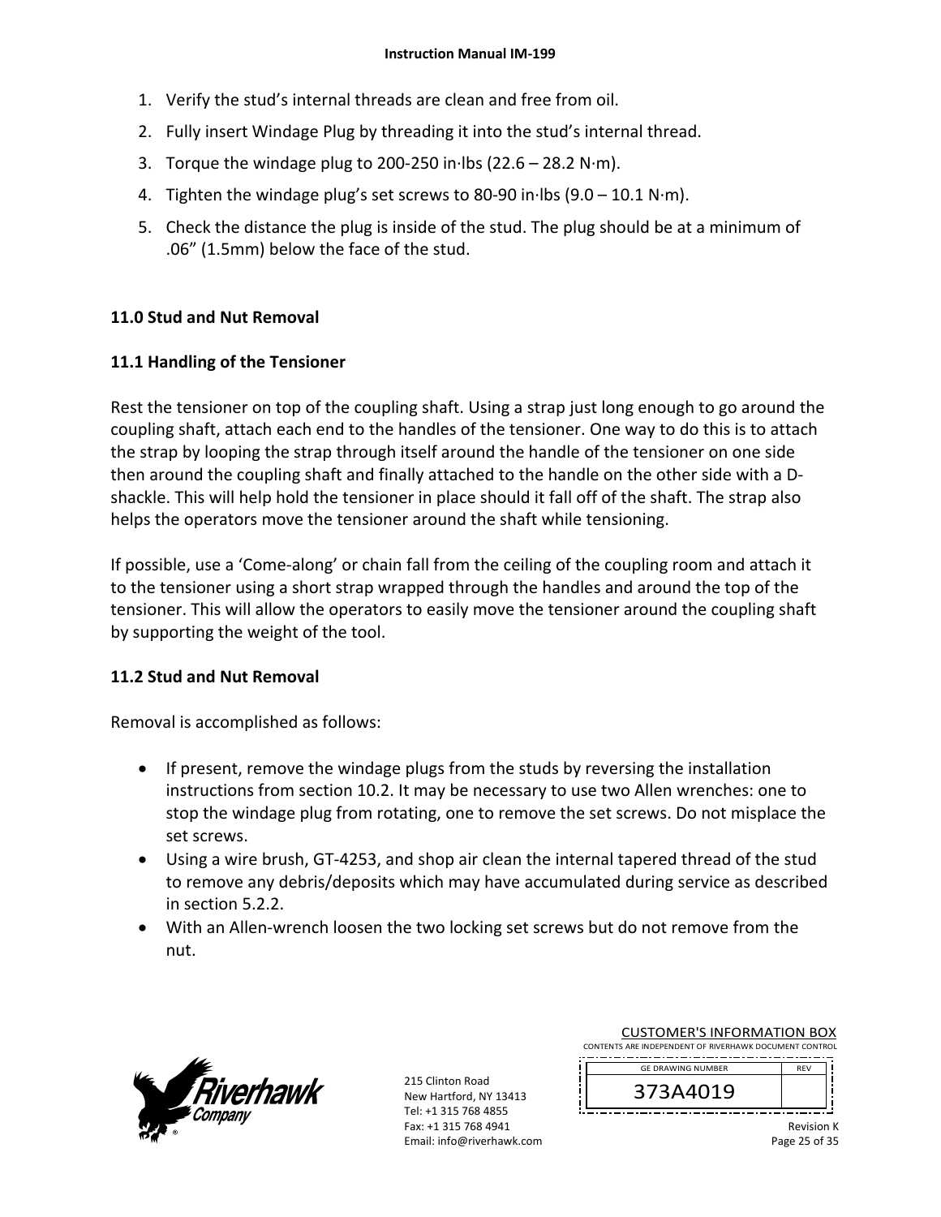1. Verify the stud's internal threads are clean and free from oil.
2. Fully insert Windage Plug by threading it into the stud's internal thread.
3. Torque the windage plug to 200-250 in·lbs (22.6 – 28.2 N·m).
4. Tighten the windage plug's set screws to 80-90 in·lbs (9.0 – 10.1 N·m).
5. Check the distance the plug is inside of the stud. The plug should be at a minimum of .06" (1.5mm) below the face of the stud.

## 11.0 Stud and Nut Removal

### 11.1 Handling of the Tensioner

Rest the tensioner on top of the coupling shaft. Using a strap just long enough to go around the coupling shaft, attach each end to the handles of the tensioner. One way to do this is to attach the strap by looping the strap through itself around the handle of the tensioner on one side then around the coupling shaft and finally attached to the handle on the other side with a D-shackle. This will help hold the tensioner in place should it fall off of the shaft. The strap also helps the operators move the tensioner around the shaft while tensioning.

If possible, use a 'Come-along' or chain fall from the ceiling of the coupling room and attach it to the tensioner using a short strap wrapped through the handles and around the top of the tensioner. This will allow the operators to easily move the tensioner around the coupling shaft by supporting the weight of the tool.

### 11.2 Stud and Nut Removal

Removal is accomplished as follows:

- If present, remove the windage plugs from the studs by reversing the installation instructions from section 10.2. It may be necessary to use two Allen wrenches: one to stop the windage plug from rotating, one to remove the set screws. Do not misplace the set screws.
- Using a wire brush, GT-4253, and shop air clean the internal tapered thread of the stud to remove any debris/deposits which may have accumulated during service as described in section 5.2.2.
- With an Allen-wrench loosen the two locking set screws but do not remove from the nut.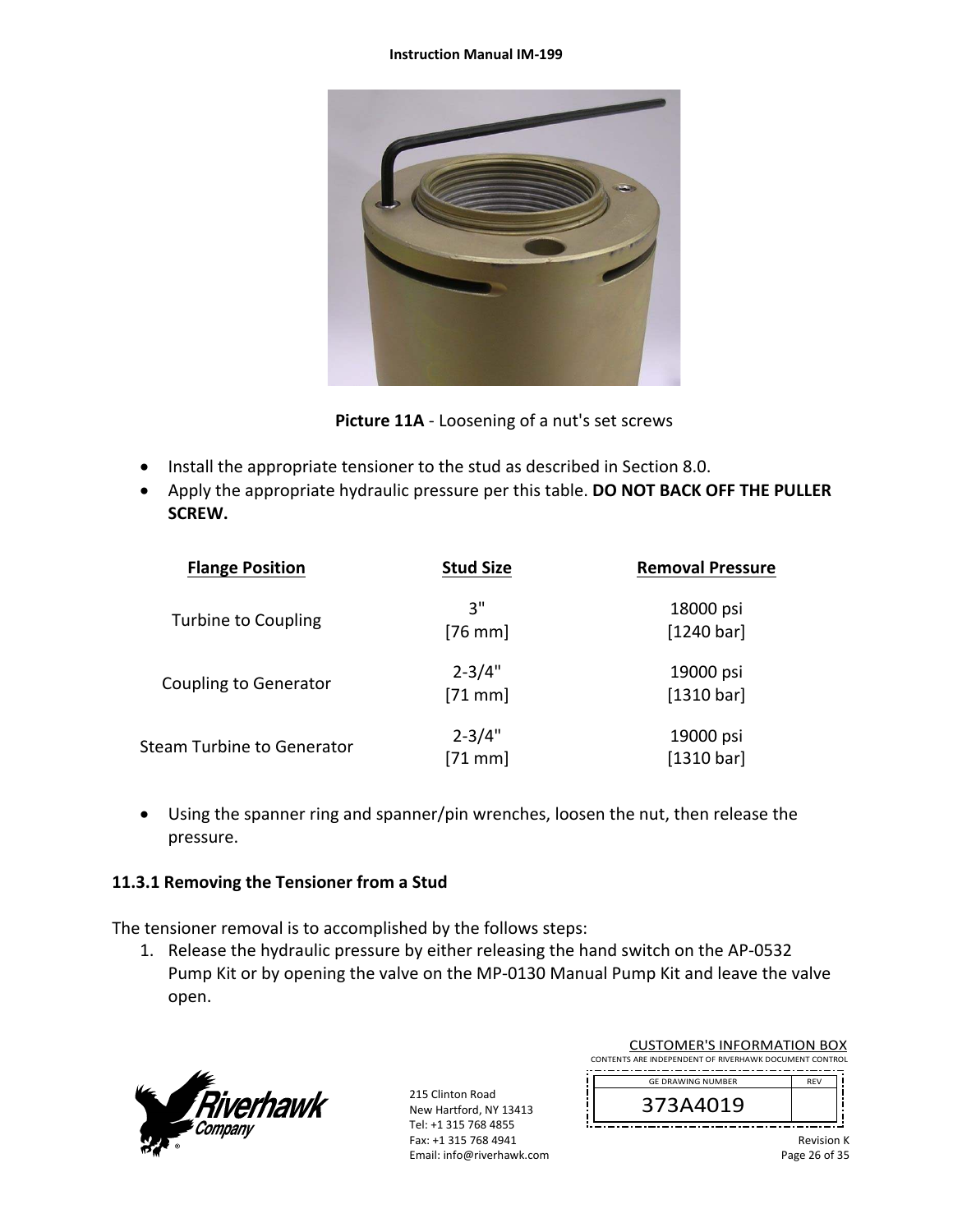**Picture 11A** - Loosening of a nut's set screws

- Install the appropriate tensioner to the stud as described in Section 8.0.
- Apply the appropriate hydraulic pressure per this table. **DO NOT BACK OFF THE PULLER SCREW.**

| Flange Position | Stud Size | Removal Pressure |
|---|---|---|
| Turbine to Coupling | 3" [76 mm] | 18000 psi [1240 bar] |
| Coupling to Generator | 2-3/4" [71 mm] | 19000 psi [1310 bar] |
| Steam Turbine to Generator | 2-3/4" [71 mm] | 19000 psi [1310 bar] |

- Using the spanner ring and spanner/pin wrenches, loosen the nut, then release the pressure.

### 11.3.1 Removing the Tensioner from a Stud

The tensioner removal is to accomplished by the follows steps:

1. Release the hydraulic pressure by either releasing the hand switch on the AP-0532 Pump Kit or by opening the valve on the MP-0130 Manual Pump Kit and leave the valve open.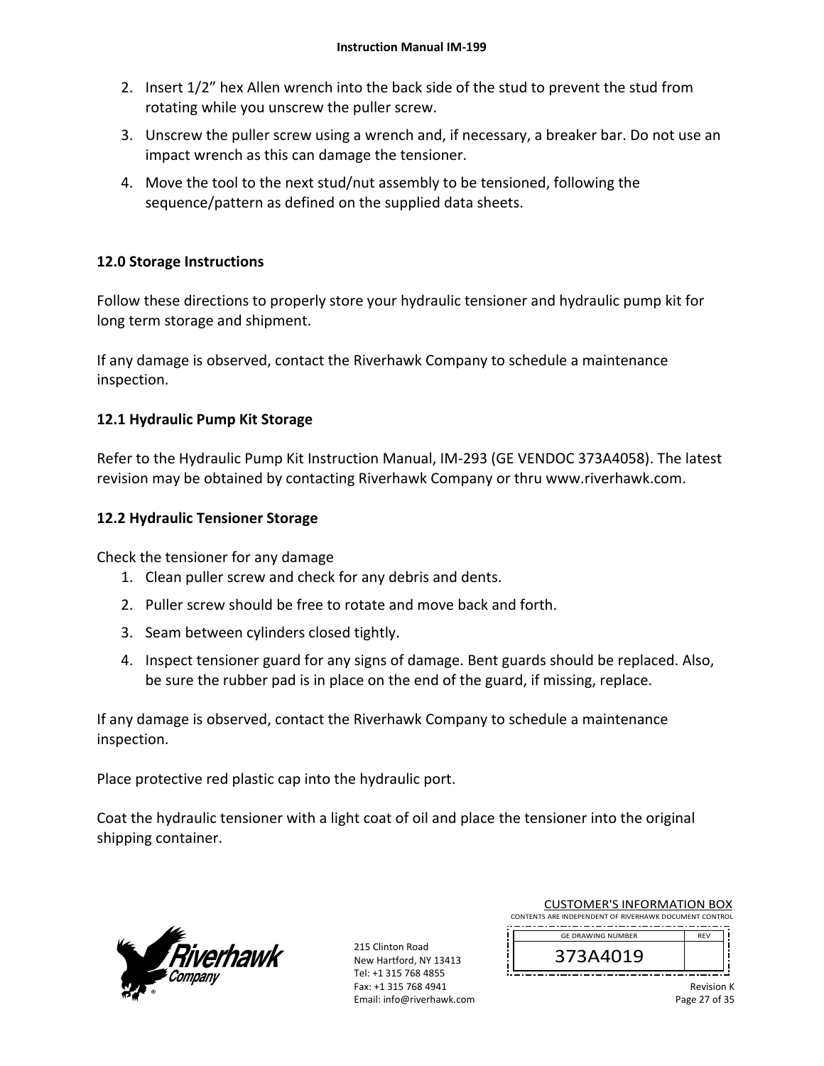2. Insert 1/2” hex Allen wrench into the back side of the stud to prevent the stud from rotating while you unscrew the puller screw.
3. Unscrew the puller screw using a wrench and, if necessary, a breaker bar. Do not use an impact wrench as this can damage the tensioner.
4. Move the tool to the next stud/nut assembly to be tensioned, following the sequence/pattern as defined on the supplied data sheets.

## 12.0 Storage Instructions

Follow these directions to properly store your hydraulic tensioner and hydraulic pump kit for long term storage and shipment.

If any damage is observed, contact the Riverhawk Company to schedule a maintenance inspection.

### 12.1 Hydraulic Pump Kit Storage

Refer to the Hydraulic Pump Kit Instruction Manual, IM-293 (GE VENDOC 373A4058). The latest revision may be obtained by contacting Riverhawk Company or thru www.riverhawk.com.

### 12.2 Hydraulic Tensioner Storage

Check the tensioner for any damage

1. Clean puller screw and check for any debris and dents.
2. Puller screw should be free to rotate and move back and forth.
3. Seam between cylinders closed tightly.
4. Inspect tensioner guard for any signs of damage. Bent guards should be replaced. Also, be sure the rubber pad is in place on the end of the guard, if missing, replace.

If any damage is observed, contact the Riverhawk Company to schedule a maintenance inspection.

Place protective red plastic cap into the hydraulic port.

Coat the hydraulic tensioner with a light coat of oil and place the tensioner into the original shipping container.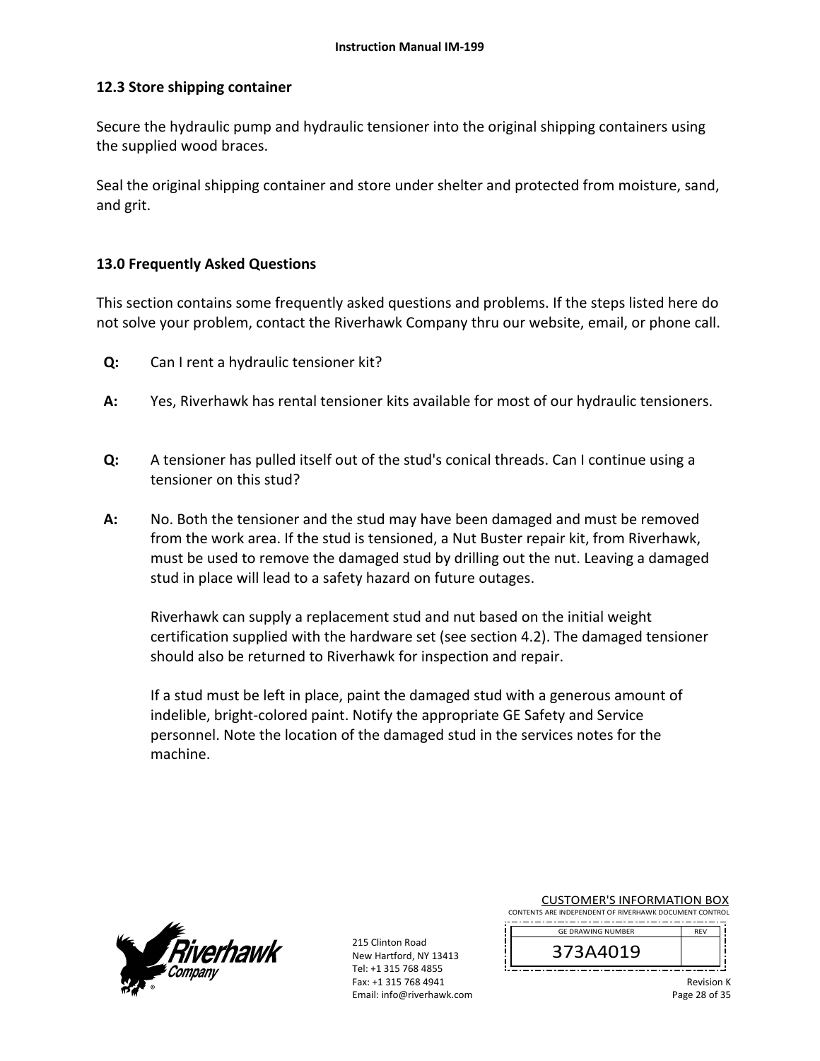## 12.3 Store shipping container

Secure the hydraulic pump and hydraulic tensioner into the original shipping containers using the supplied wood braces.

Seal the original shipping container and store under shelter and protected from moisture, sand, and grit.

## 13.0 Frequently Asked Questions

This section contains some frequently asked questions and problems. If the steps listed here do not solve your problem, contact the Riverhawk Company thru our website, email, or phone call.

**Q:** Can I rent a hydraulic tensioner kit?

**A:** Yes, Riverhawk has rental tensioner kits available for most of our hydraulic tensioners.

**Q:** A tensioner has pulled itself out of the stud's conical threads. Can I continue using a tensioner on this stud?

**A:** No. Both the tensioner and the stud may have been damaged and must be removed from the work area. If the stud is tensioned, a Nut Buster repair kit, from Riverhawk, must be used to remove the damaged stud by drilling out the nut. Leaving a damaged stud in place will lead to a safety hazard on future outages.

Riverhawk can supply a replacement stud and nut based on the initial weight certification supplied with the hardware set (see section 4.2). The damaged tensioner should also be returned to Riverhawk for inspection and repair.

If a stud must be left in place, paint the damaged stud with a generous amount of indelible, bright-colored paint. Notify the appropriate GE Safety and Service personnel. Note the location of the damaged stud in the services notes for the machine.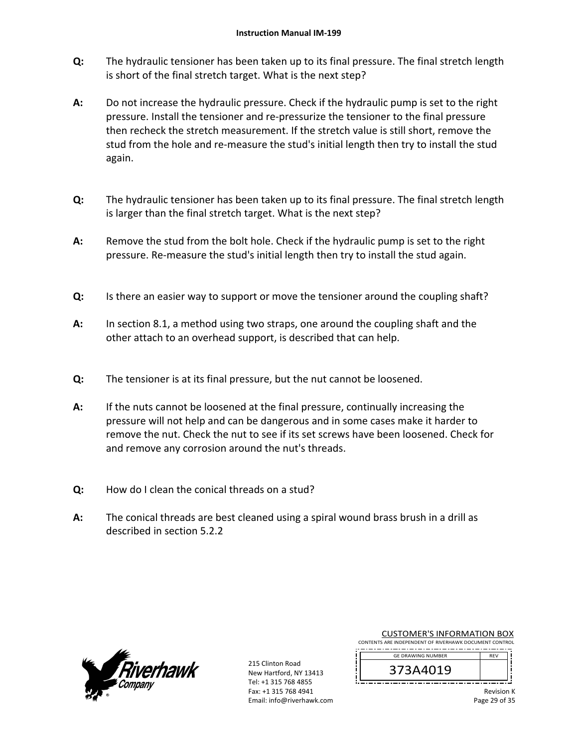**Q:** The hydraulic tensioner has been taken up to its final pressure. The final stretch length is short of the final stretch target. What is the next step?

**A:** Do not increase the hydraulic pressure. Check if the hydraulic pump is set to the right pressure. Install the tensioner and re-pressurize the tensioner to the final pressure then recheck the stretch measurement. If the stretch value is still short, remove the stud from the hole and re-measure the stud's initial length then try to install the stud again.

**Q:** The hydraulic tensioner has been taken up to its final pressure. The final stretch length is larger than the final stretch target. What is the next step?

**A:** Remove the stud from the bolt hole. Check if the hydraulic pump is set to the right pressure. Re-measure the stud's initial length then try to install the stud again.

**Q:** Is there an easier way to support or move the tensioner around the coupling shaft?

**A:** In section 8.1, a method using two straps, one around the coupling shaft and the other attach to an overhead support, is described that can help.

**Q:** The tensioner is at its final pressure, but the nut cannot be loosened.

**A:** If the nuts cannot be loosened at the final pressure, continually increasing the pressure will not help and can be dangerous and in some cases make it harder to remove the nut. Check the nut to see if its set screws have been loosened. Check for and remove any corrosion around the nut's threads.

**Q:** How do I clean the conical threads on a stud?

**A:** The conical threads are best cleaned using a spiral wound brass brush in a drill as described in section 5.2.2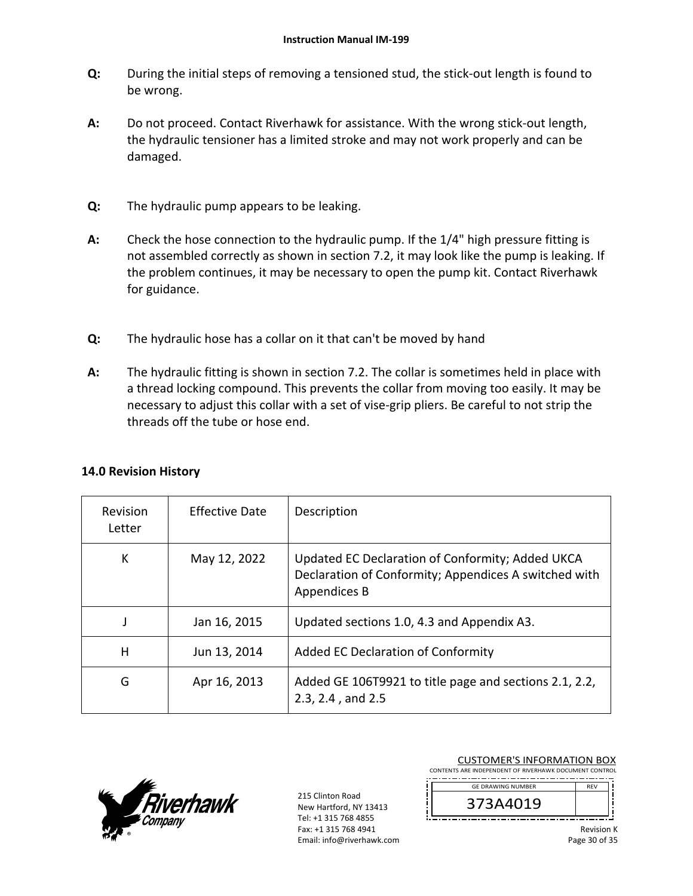**Q:** During the initial steps of removing a tensioned stud, the stick-out length is found to be wrong.

**A:** Do not proceed. Contact Riverhawk for assistance. With the wrong stick-out length, the hydraulic tensioner has a limited stroke and may not work properly and can be damaged.

**Q:** The hydraulic pump appears to be leaking.

**A:** Check the hose connection to the hydraulic pump. If the 1/4" high pressure fitting is not assembled correctly as shown in section 7.2, it may look like the pump is leaking. If the problem continues, it may be necessary to open the pump kit. Contact Riverhawk for guidance.

**Q:** The hydraulic hose has a collar on it that can't be moved by hand

**A:** The hydraulic fitting is shown in section 7.2. The collar is sometimes held in place with a thread locking compound. This prevents the collar from moving too easily. It may be necessary to adjust this collar with a set of vise-grip pliers. Be careful to not strip the threads off the tube or hose end.

## 14.0 Revision History

| Revision Letter | Effective Date | Description |
|---|---|---|
| K | May 12, 2022 | Updated EC Declaration of Conformity; Added UKCA Declaration of Conformity; Appendices A switched with Appendices B |
| J | Jan 16, 2015 | Updated sections 1.0, 4.3 and Appendix A3. |
| H | Jun 13, 2014 | Added EC Declaration of Conformity |
| G | Apr 16, 2013 | Added GE 106T9921 to title page and sections 2.1, 2.2, 2.3, 2.4 , and 2.5 |

215 Clinton Road
New Hartford, NY 13413
Tel: +1 315 768 4855
Fax: +1 315 768 4941
Email: info@riverhawk.com

CUSTOMER'S INFORMATION BOX
CONTENTS ARE INDEPENDENT OF RIVERHAWK DOCUMENT CONTROL

| GE DRAWING NUMBER | REV |
|---|---|
| 373A4019 | |

Revision K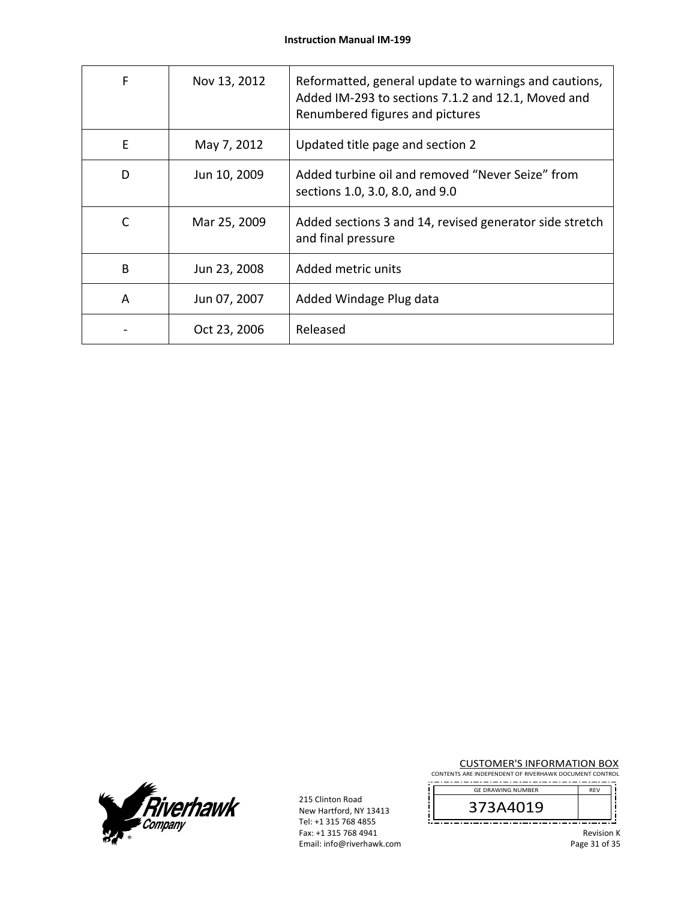| F | Nov 13, 2012 | Reformatted, general update to warnings and cautions, Added IM-293 to sections 7.1.2 and 12.1, Moved and Renumbered figures and pictures |
|---|---|---|
| E | May 7, 2012 | Updated title page and section 2 |
| D | Jun 10, 2009 | Added turbine oil and removed “Never Seize” from sections 1.0, 3.0, 8.0, and 9.0 |
| C | Mar 25, 2009 | Added sections 3 and 14, revised generator side stretch and final pressure |
| B | Jun 23, 2008 | Added metric units |
| A | Jun 07, 2007 | Added Windage Plug data |
| - | Oct 23, 2006 | Released |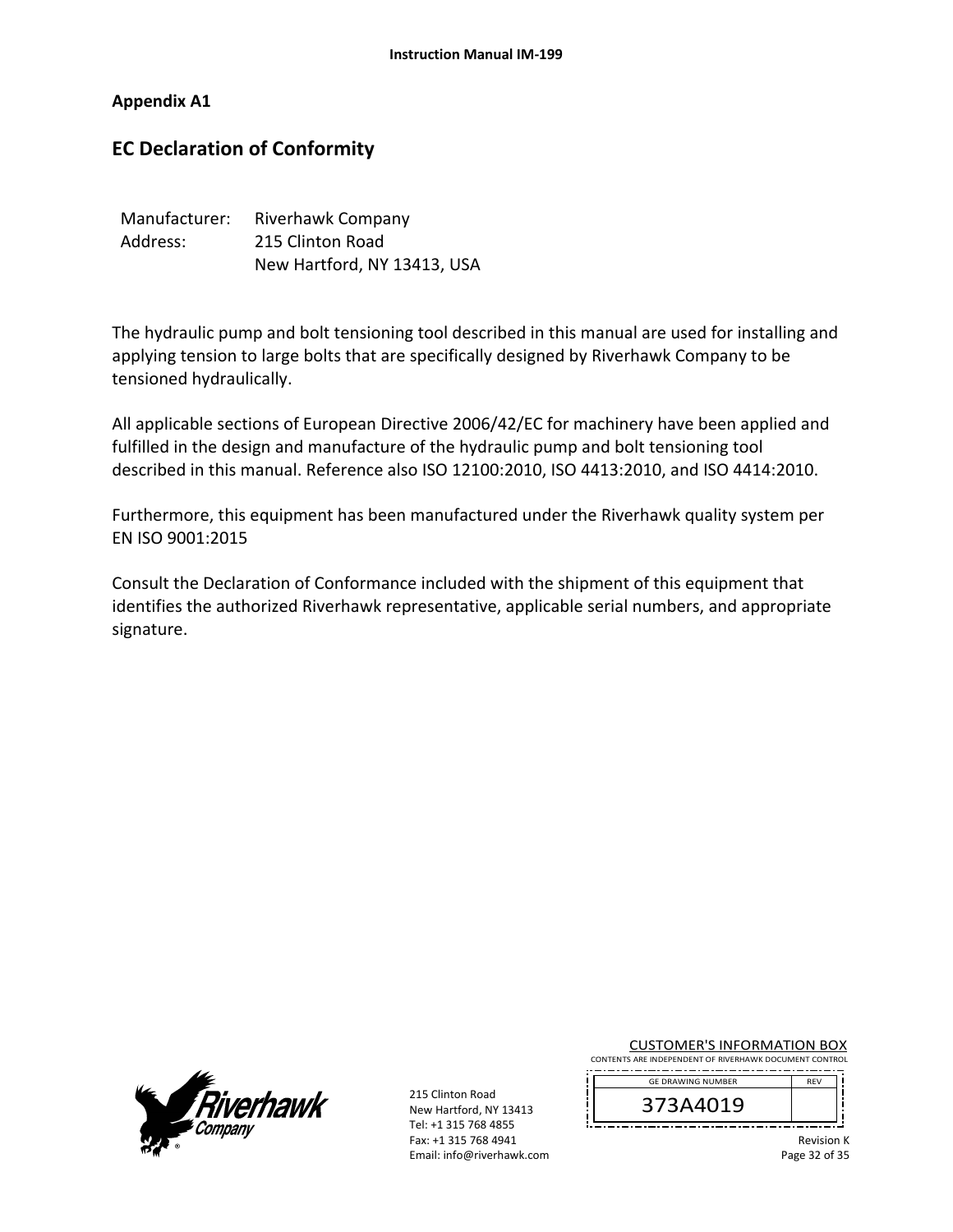## Appendix A1

# EC Declaration of Conformity

Manufacturer: Riverhawk Company
Address: 215 Clinton Road
New Hartford, NY 13413, USA

The hydraulic pump and bolt tensioning tool described in this manual are used for installing and applying tension to large bolts that are specifically designed by Riverhawk Company to be tensioned hydraulically.

All applicable sections of European Directive 2006/42/EC for machinery have been applied and fulfilled in the design and manufacture of the hydraulic pump and bolt tensioning tool described in this manual. Reference also ISO 12100:2010, ISO 4413:2010, and ISO 4414:2010.

Furthermore, this equipment has been manufactured under the Riverhawk quality system per EN ISO 9001:2015

Consult the Declaration of Conformance included with the shipment of this equipment that identifies the authorized Riverhawk representative, applicable serial numbers, and appropriate signature.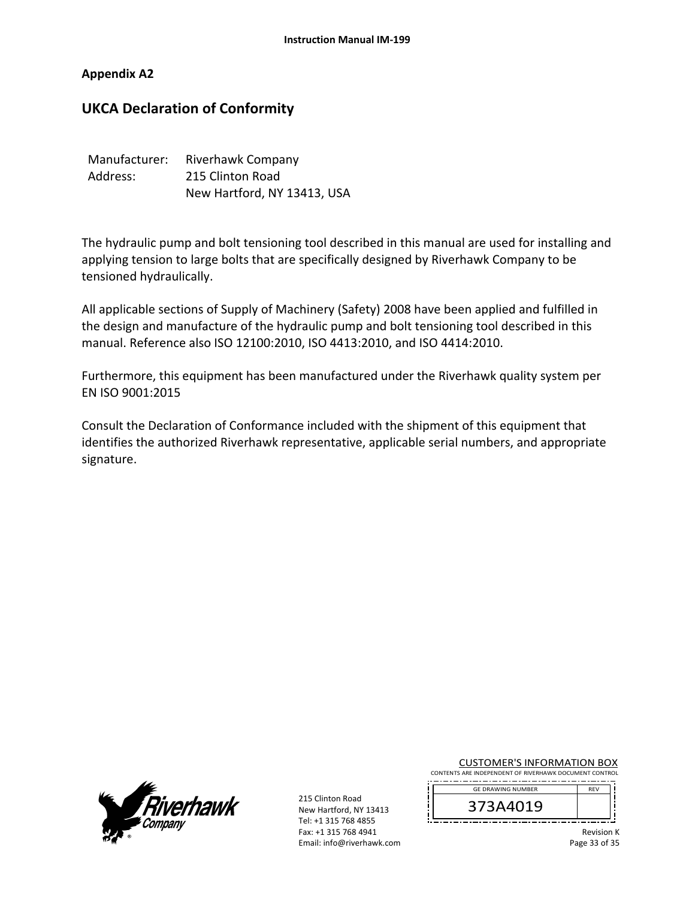## Appendix A2

# UKCA Declaration of Conformity

Manufacturer: Riverhawk Company
Address: 215 Clinton Road
New Hartford, NY 13413, USA

The hydraulic pump and bolt tensioning tool described in this manual are used for installing and applying tension to large bolts that are specifically designed by Riverhawk Company to be tensioned hydraulically.

All applicable sections of Supply of Machinery (Safety) 2008 have been applied and fulfilled in the design and manufacture of the hydraulic pump and bolt tensioning tool described in this manual. Reference also ISO 12100:2010, ISO 4413:2010, and ISO 4414:2010.

Furthermore, this equipment has been manufactured under the Riverhawk quality system per EN ISO 9001:2015

Consult the Declaration of Conformance included with the shipment of this equipment that identifies the authorized Riverhawk representative, applicable serial numbers, and appropriate signature.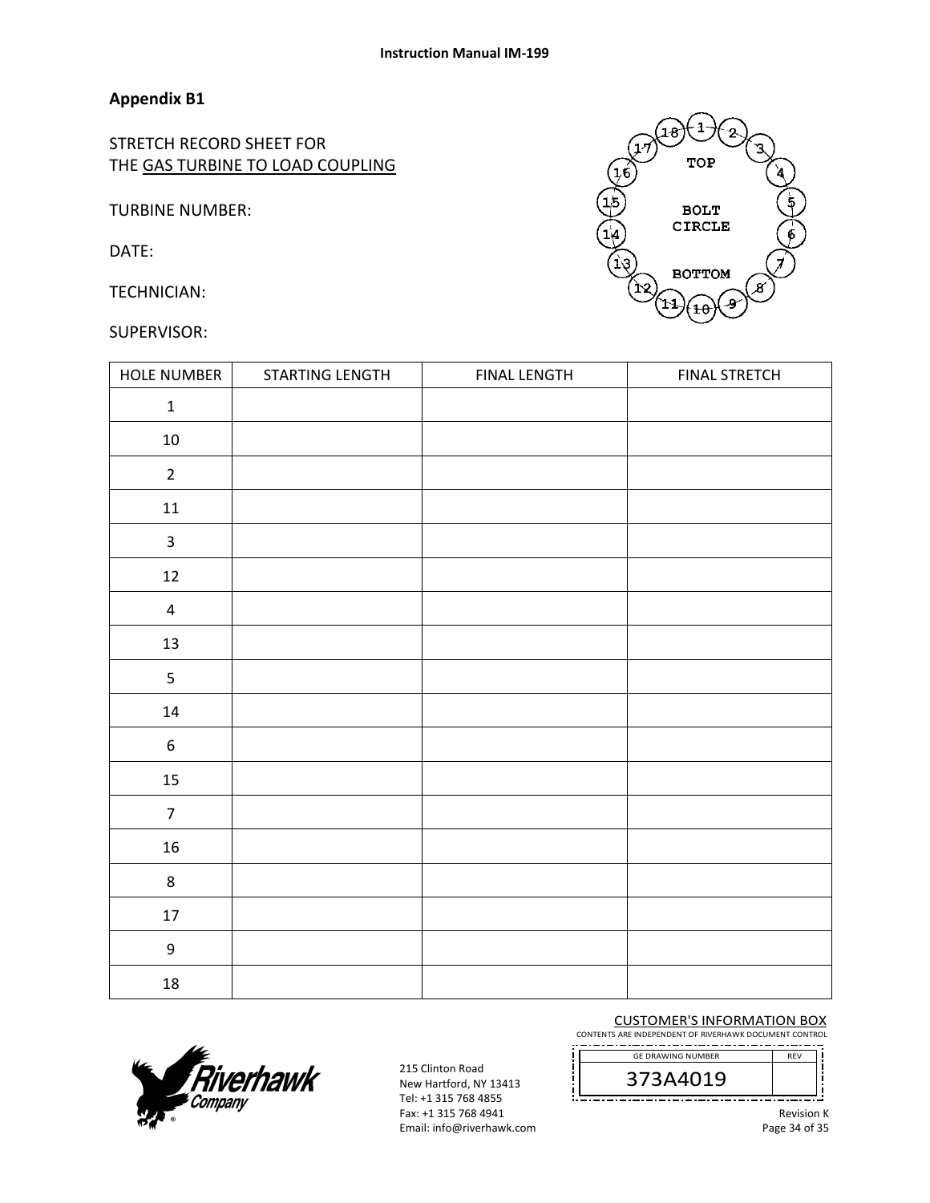**Appendix B1**

STRETCH RECORD SHEET FOR
THE <u>GAS TURBINE TO LOAD COUPLING</u>

TURBINE NUMBER:

DATE:

TECHNICIAN:

SUPERVISOR:

| HOLE NUMBER | STARTING LENGTH | FINAL LENGTH | FINAL STRETCH |
|---|---|---|---|
| 1 | | | |
| 10 | | | |
| 2 | | | |
| 11 | | | |
| 3 | | | |
| 12 | | | |
| 4 | | | |
| 13 | | | |
| 5 | | | |
| 14 | | | |
| 6 | | | |
| 15 | | | |
| 7 | | | |
| 16 | | | |
| 8 | | | |
| 17 | | | |
| 9 | | | |
| 18 | | | |

215 Clinton Road
New Hartford, NY 13413
Tel: +1 315 768 4855
Fax: +1 315 768 4941
Email: info@riverhawk.com

CUSTOMER'S INFORMATION BOX
CONTENTS ARE INDEPENDENT OF RIVERHAWK DOCUMENT CONTROL

| GE DRAWING NUMBER | REV |
|---|---|
| 373A4019 | |

Revision K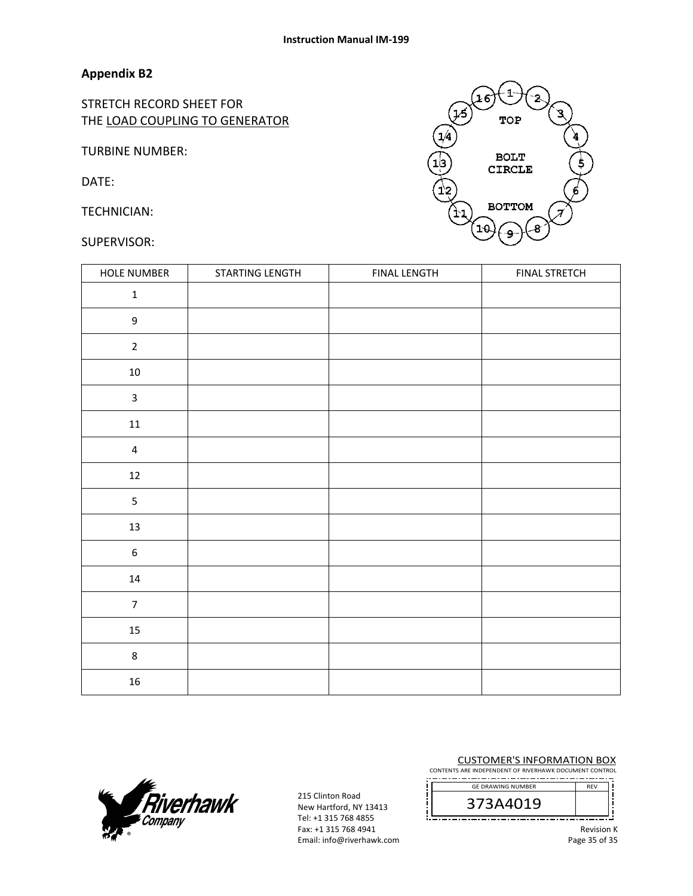## Appendix B2

STRETCH RECORD SHEET FOR
THE LOAD COUPLING TO GENERATOR

TURBINE NUMBER:

DATE:

TECHNICIAN:

SUPERVISOR:

1
2
3
4
5
6
7
8
9
10
11
12
13
14
15
16
TOP
BOLT CIRCLE
BOTTOM

| HOLE NUMBER | STARTING LENGTH | FINAL LENGTH | FINAL STRETCH |
|---|---|---|---|
| 1 | | | |
| 9 | | | |
| 2 | | | |
| 10 | | | |
| 3 | | | |
| 11 | | | |
| 4 | | | |
| 12 | | | |
| 5 | | | |
| 13 | | | |
| 6 | | | |
| 14 | | | |
| 7 | | | |
| 15 | | | |
| 8 | | | |
| 16 | | | |

215 Clinton Road
New Hartford, NY 13413
Tel: +1 315 768 4855
Fax: +1 315 768 4941
Email: info@riverhawk.com

CUSTOMER'S INFORMATION BOX
CONTENTS ARE INDEPENDENT OF RIVERHAWK DOCUMENT CONTROL

| GE DRAWING NUMBER | REV |
|---|---|
| 373A4019 | |

Revision K